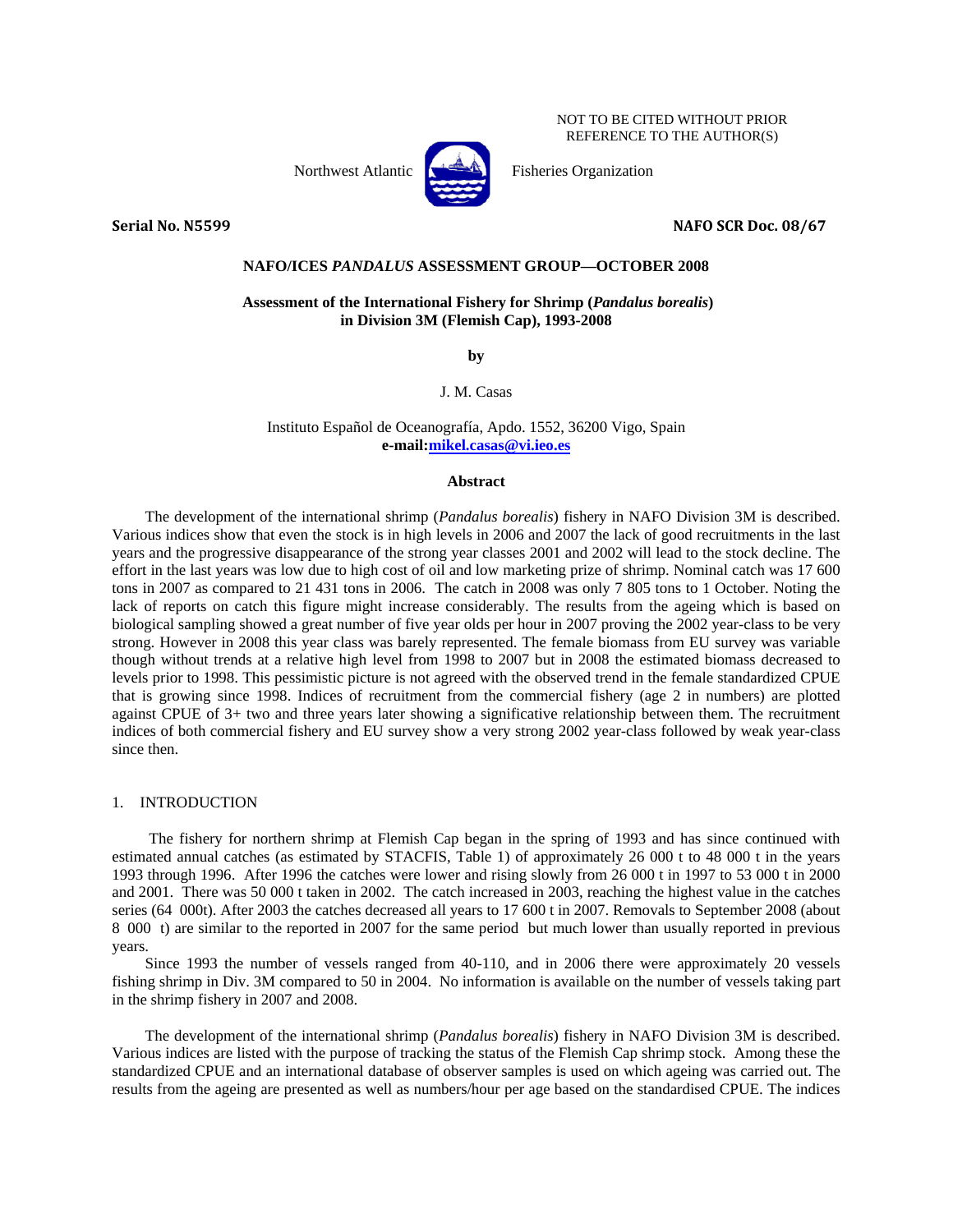NOT TO BE CITED WITHOUT PRIOR REFERENCE TO THE AUTHOR(S)

Northwest Atlantic Fisheries Organization

**Serial No. N5599** **NAFO SCR Doc. 08/67**

**NAFO/ICES *PANDALUS* ASSESSMENT GROUP—OCTOBER 2008**

**Assessment of the International Fishery for Shrimp (*Pandalus borealis*) in Division 3M (Flemish Cap), 1993-2008**

**by**

J. M. Casas

Instituto Español de Oceanografía, Apdo. 1552, 36200 Vigo, Spain
**e-mail:mikel.casas@vi.ieo.es**

## Abstract

The development of the international shrimp (*Pandalus borealis*) fishery in NAFO Division 3M is described. Various indices show that even the stock is in high levels in 2006 and 2007 the lack of good recruitments in the last years and the progressive disappearance of the strong year classes 2001 and 2002 will lead to the stock decline. The effort in the last years was low due to high cost of oil and low marketing prize of shrimp. Nominal catch was 17 600 tons in 2007 as compared to 21 431 tons in 2006. The catch in 2008 was only 7 805 tons to 1 October. Noting the lack of reports on catch this figure might increase considerably. The results from the ageing which is based on biological sampling showed a great number of five year olds per hour in 2007 proving the 2002 year-class to be very strong. However in 2008 this year class was barely represented. The female biomass from EU survey was variable though without trends at a relative high level from 1998 to 2007 but in 2008 the estimated biomass decreased to levels prior to 1998. This pessimistic picture is not agreed with the observed trend in the female standardized CPUE that is growing since 1998. Indices of recruitment from the commercial fishery (age 2 in numbers) are plotted against CPUE of 3+ two and three years later showing a significative relationship between them. The recruitment indices of both commercial fishery and EU survey show a very strong 2002 year-class followed by weak year-class since then.

## 1. INTRODUCTION

The fishery for northern shrimp at Flemish Cap began in the spring of 1993 and has since continued with estimated annual catches (as estimated by STACFIS, Table 1) of approximately 26 000 t to 48 000 t in the years 1993 through 1996. After 1996 the catches were lower and rising slowly from 26 000 t in 1997 to 53 000 t in 2000 and 2001. There was 50 000 t taken in 2002. The catch increased in 2003, reaching the highest value in the catches series (64 000t). After 2003 the catches decreased all years to 17 600 t in 2007. Removals to September 2008 (about 8 000 t) are similar to the reported in 2007 for the same period but much lower than usually reported in previous years.

Since 1993 the number of vessels ranged from 40-110, and in 2006 there were approximately 20 vessels fishing shrimp in Div. 3M compared to 50 in 2004. No information is available on the number of vessels taking part in the shrimp fishery in 2007 and 2008.

The development of the international shrimp (*Pandalus borealis*) fishery in NAFO Division 3M is described. Various indices are listed with the purpose of tracking the status of the Flemish Cap shrimp stock. Among these the standardized CPUE and an international database of observer samples is used on which ageing was carried out. The results from the ageing are presented as well as numbers/hour per age based on the standardised CPUE. The indices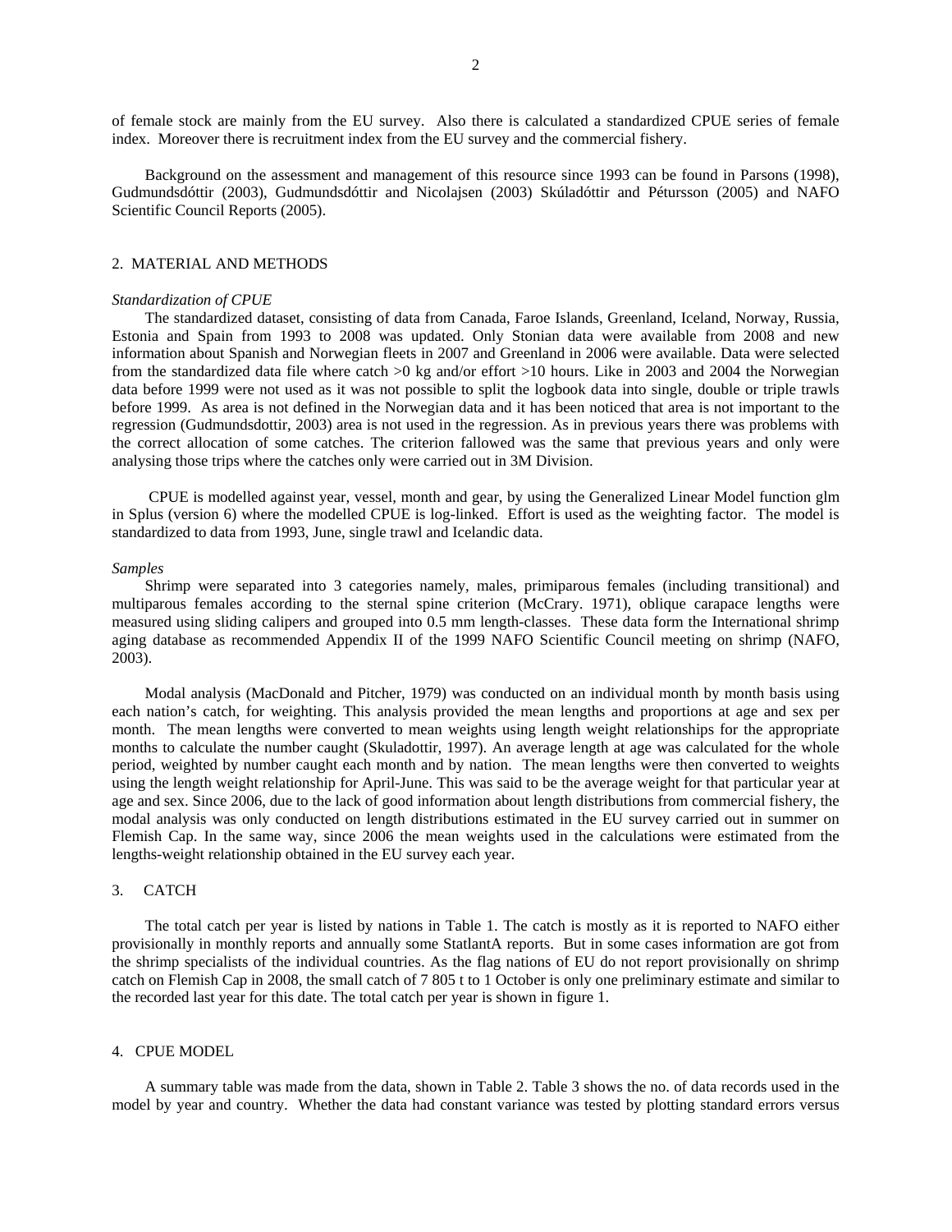of female stock are mainly from the EU survey. Also there is calculated a standardized CPUE series of female index. Moreover there is recruitment index from the EU survey and the commercial fishery.

Background on the assessment and management of this resource since 1993 can be found in Parsons (1998), Gudmundsdóttir (2003), Gudmundsdóttir and Nicolajsen (2003) Skúladóttir and Pétursson (2005) and NAFO Scientific Council Reports (2005).

## 2. MATERIAL AND METHODS

### *Standardization of CPUE*

The standardized dataset, consisting of data from Canada, Faroe Islands, Greenland, Iceland, Norway, Russia, Estonia and Spain from 1993 to 2008 was updated. Only Stonian data were available from 2008 and new information about Spanish and Norwegian fleets in 2007 and Greenland in 2006 were available. Data were selected from the standardized data file where catch >0 kg and/or effort >10 hours. Like in 2003 and 2004 the Norwegian data before 1999 were not used as it was not possible to split the logbook data into single, double or triple trawls before 1999. As area is not defined in the Norwegian data and it has been noticed that area is not important to the regression (Gudmundsdottir, 2003) area is not used in the regression. As in previous years there was problems with the correct allocation of some catches. The criterion fallowed was the same that previous years and only were analysing those trips where the catches only were carried out in 3M Division.

CPUE is modelled against year, vessel, month and gear, by using the Generalized Linear Model function glm in Splus (version 6) where the modelled CPUE is log-linked. Effort is used as the weighting factor. The model is standardized to data from 1993, June, single trawl and Icelandic data.

### *Samples*

Shrimp were separated into 3 categories namely, males, primiparous females (including transitional) and multiparous females according to the sternal spine criterion (McCrary. 1971), oblique carapace lengths were measured using sliding calipers and grouped into 0.5 mm length-classes. These data form the International shrimp aging database as recommended Appendix II of the 1999 NAFO Scientific Council meeting on shrimp (NAFO, 2003).

Modal analysis (MacDonald and Pitcher, 1979) was conducted on an individual month by month basis using each nation's catch, for weighting. This analysis provided the mean lengths and proportions at age and sex per month. The mean lengths were converted to mean weights using length weight relationships for the appropriate months to calculate the number caught (Skuladottir, 1997). An average length at age was calculated for the whole period, weighted by number caught each month and by nation. The mean lengths were then converted to weights using the length weight relationship for April-June. This was said to be the average weight for that particular year at age and sex. Since 2006, due to the lack of good information about length distributions from commercial fishery, the modal analysis was only conducted on length distributions estimated in the EU survey carried out in summer on Flemish Cap. In the same way, since 2006 the mean weights used in the calculations were estimated from the lengths-weight relationship obtained in the EU survey each year.

## 3. CATCH

The total catch per year is listed by nations in Table 1. The catch is mostly as it is reported to NAFO either provisionally in monthly reports and annually some StatlantA reports. But in some cases information are got from the shrimp specialists of the individual countries. As the flag nations of EU do not report provisionally on shrimp catch on Flemish Cap in 2008, the small catch of 7 805 t to 1 October is only one preliminary estimate and similar to the recorded last year for this date. The total catch per year is shown in figure 1.

## 4. CPUE MODEL

A summary table was made from the data, shown in Table 2. Table 3 shows the no. of data records used in the model by year and country. Whether the data had constant variance was tested by plotting standard errors versus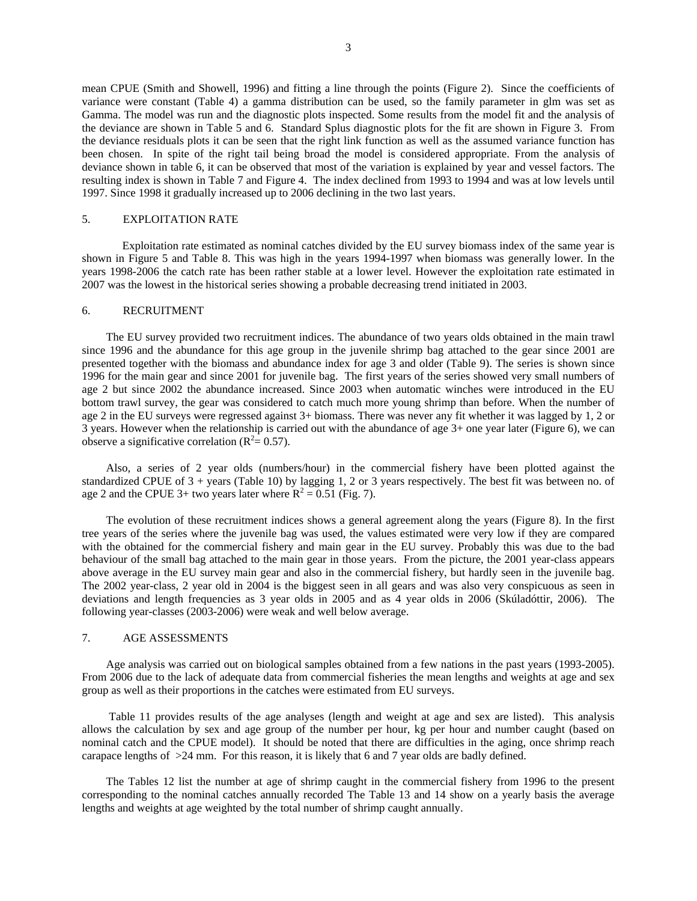mean CPUE (Smith and Showell, 1996) and fitting a line through the points (Figure 2). Since the coefficients of variance were constant (Table 4) a gamma distribution can be used, so the family parameter in glm was set as Gamma. The model was run and the diagnostic plots inspected. Some results from the model fit and the analysis of the deviance are shown in Table 5 and 6. Standard Splus diagnostic plots for the fit are shown in Figure 3. From the deviance residuals plots it can be seen that the right link function as well as the assumed variance function has been chosen. In spite of the right tail being broad the model is considered appropriate. From the analysis of deviance shown in table 6, it can be observed that most of the variation is explained by year and vessel factors. The resulting index is shown in Table 7 and Figure 4. The index declined from 1993 to 1994 and was at low levels until 1997. Since 1998 it gradually increased up to 2006 declining in the two last years.

## 5. EXPLOITATION RATE

Exploitation rate estimated as nominal catches divided by the EU survey biomass index of the same year is shown in Figure 5 and Table 8. This was high in the years 1994-1997 when biomass was generally lower. In the years 1998-2006 the catch rate has been rather stable at a lower level. However the exploitation rate estimated in 2007 was the lowest in the historical series showing a probable decreasing trend initiated in 2003.

## 6. RECRUITMENT

The EU survey provided two recruitment indices. The abundance of two years olds obtained in the main trawl since 1996 and the abundance for this age group in the juvenile shrimp bag attached to the gear since 2001 are presented together with the biomass and abundance index for age 3 and older (Table 9). The series is shown since 1996 for the main gear and since 2001 for juvenile bag. The first years of the series showed very small numbers of age 2 but since 2002 the abundance increased. Since 2003 when automatic winches were introduced in the EU bottom trawl survey, the gear was considered to catch much more young shrimp than before. When the number of age 2 in the EU surveys were regressed against 3+ biomass. There was never any fit whether it was lagged by 1, 2 or 3 years. However when the relationship is carried out with the abundance of age 3+ one year later (Figure 6), we can observe a significative correlation ($R^2$= 0.57).

Also, a series of 2 year olds (numbers/hour) in the commercial fishery have been plotted against the standardized CPUE of 3 + years (Table 10) by lagging 1, 2 or 3 years respectively. The best fit was between no. of age 2 and the CPUE 3+ two years later where $R^2$ = 0.51 (Fig. 7).

The evolution of these recruitment indices shows a general agreement along the years (Figure 8). In the first tree years of the series where the juvenile bag was used, the values estimated were very low if they are compared with the obtained for the commercial fishery and main gear in the EU survey. Probably this was due to the bad behaviour of the small bag attached to the main gear in those years. From the picture, the 2001 year-class appears above average in the EU survey main gear and also in the commercial fishery, but hardly seen in the juvenile bag. The 2002 year-class, 2 year old in 2004 is the biggest seen in all gears and was also very conspicuous as seen in deviations and length frequencies as 3 year olds in 2005 and as 4 year olds in 2006 (Skúladóttir, 2006). The following year-classes (2003-2006) were weak and well below average.

## 7. AGE ASSESSMENTS

Age analysis was carried out on biological samples obtained from a few nations in the past years (1993-2005). From 2006 due to the lack of adequate data from commercial fisheries the mean lengths and weights at age and sex group as well as their proportions in the catches were estimated from EU surveys.

Table 11 provides results of the age analyses (length and weight at age and sex are listed). This analysis allows the calculation by sex and age group of the number per hour, kg per hour and number caught (based on nominal catch and the CPUE model). It should be noted that there are difficulties in the aging, once shrimp reach carapace lengths of >24 mm. For this reason, it is likely that 6 and 7 year olds are badly defined.

The Tables 12 list the number at age of shrimp caught in the commercial fishery from 1996 to the present corresponding to the nominal catches annually recorded The Table 13 and 14 show on a yearly basis the average lengths and weights at age weighted by the total number of shrimp caught annually.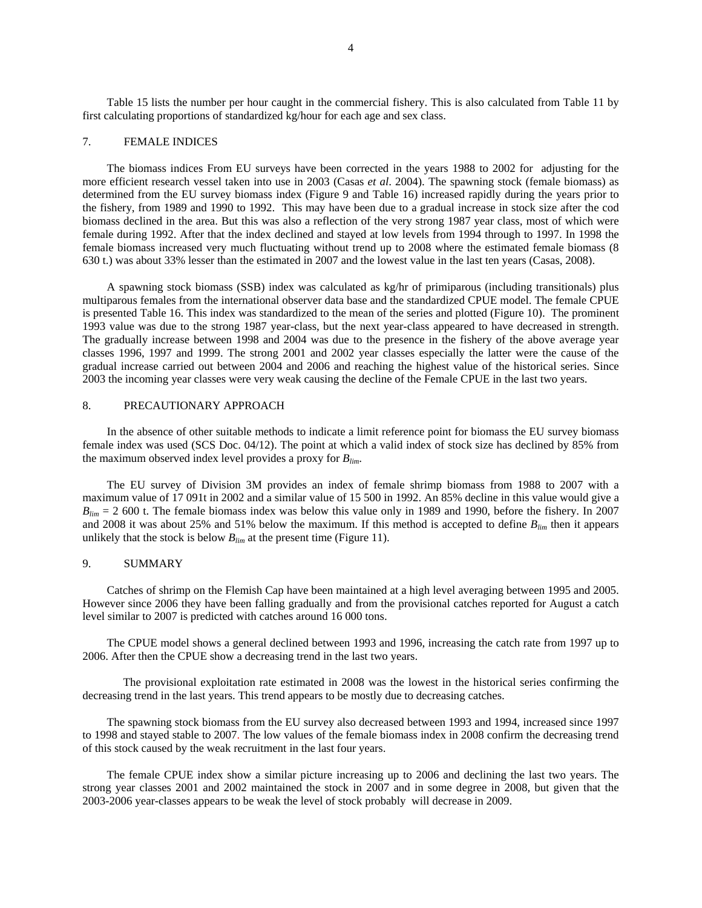Table 15 lists the number per hour caught in the commercial fishery. This is also calculated from Table 11 by first calculating proportions of standardized kg/hour for each age and sex class.

## 7. FEMALE INDICES

The biomass indices From EU surveys have been corrected in the years 1988 to 2002 for adjusting for the more efficient research vessel taken into use in 2003 (Casas *et al*. 2004). The spawning stock (female biomass) as determined from the EU survey biomass index (Figure 9 and Table 16) increased rapidly during the years prior to the fishery, from 1989 and 1990 to 1992. This may have been due to a gradual increase in stock size after the cod biomass declined in the area. But this was also a reflection of the very strong 1987 year class, most of which were female during 1992. After that the index declined and stayed at low levels from 1994 through to 1997. In 1998 the female biomass increased very much fluctuating without trend up to 2008 where the estimated female biomass (8 630 t.) was about 33% lesser than the estimated in 2007 and the lowest value in the last ten years (Casas, 2008).

A spawning stock biomass (SSB) index was calculated as kg/hr of primiparous (including transitionals) plus multiparous females from the international observer data base and the standardized CPUE model. The female CPUE is presented Table 16. This index was standardized to the mean of the series and plotted (Figure 10). The prominent 1993 value was due to the strong 1987 year-class, but the next year-class appeared to have decreased in strength. The gradually increase between 1998 and 2004 was due to the presence in the fishery of the above average year classes 1996, 1997 and 1999. The strong 2001 and 2002 year classes especially the latter were the cause of the gradual increase carried out between 2004 and 2006 and reaching the highest value of the historical series. Since 2003 the incoming year classes were very weak causing the decline of the Female CPUE in the last two years.

## 8. PRECAUTIONARY APPROACH

In the absence of other suitable methods to indicate a limit reference point for biomass the EU survey biomass female index was used (SCS Doc. 04/12). The point at which a valid index of stock size has declined by 85% from the maximum observed index level provides a proxy for $B_{lim}$.

The EU survey of Division 3M provides an index of female shrimp biomass from 1988 to 2007 with a maximum value of 17 091t in 2002 and a similar value of 15 500 in 1992. An 85% decline in this value would give a $B_{lim}$ = 2 600 t. The female biomass index was below this value only in 1989 and 1990, before the fishery. In 2007 and 2008 it was about 25% and 51% below the maximum. If this method is accepted to define $B_{lim}$ then it appears unlikely that the stock is below $B_{lim}$ at the present time (Figure 11).

## 9. SUMMARY

Catches of shrimp on the Flemish Cap have been maintained at a high level averaging between 1995 and 2005. However since 2006 they have been falling gradually and from the provisional catches reported for August a catch level similar to 2007 is predicted with catches around 16 000 tons.

The CPUE model shows a general declined between 1993 and 1996, increasing the catch rate from 1997 up to 2006. After then the CPUE show a decreasing trend in the last two years.

The provisional exploitation rate estimated in 2008 was the lowest in the historical series confirming the decreasing trend in the last years. This trend appears to be mostly due to decreasing catches.

The spawning stock biomass from the EU survey also decreased between 1993 and 1994, increased since 1997 to 1998 and stayed stable to 2007. The low values of the female biomass index in 2008 confirm the decreasing trend of this stock caused by the weak recruitment in the last four years.

The female CPUE index show a similar picture increasing up to 2006 and declining the last two years. The strong year classes 2001 and 2002 maintained the stock in 2007 and in some degree in 2008, but given that the 2003-2006 year-classes appears to be weak the level of stock probably will decrease in 2009.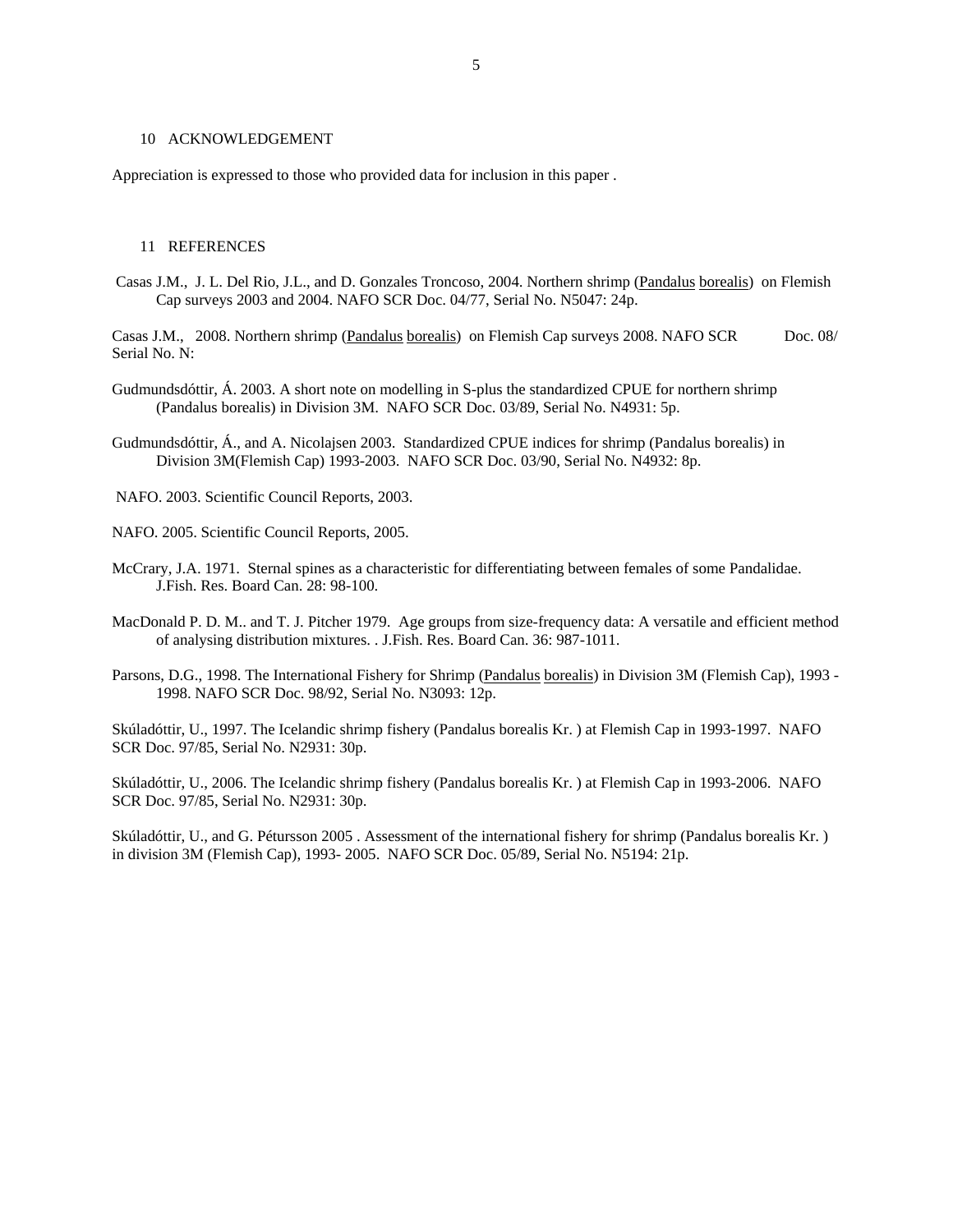## 10 ACKNOWLEDGEMENT

Appreciation is expressed to those who provided data for inclusion in this paper .

## 11 REFERENCES

Casas J.M., J. L. Del Rio, J.L., and D. Gonzales Troncoso, 2004. Northern shrimp (Pandalus borealis) on Flemish Cap surveys 2003 and 2004. NAFO SCR Doc. 04/77, Serial No. N5047: 24p.

Casas J.M., 2008. Northern shrimp (Pandalus borealis) on Flemish Cap surveys 2008. NAFO SCR Doc. 08/ Serial No. N:

Gudmundsdóttir, Á. 2003. A short note on modelling in S-plus the standardized CPUE for northern shrimp (Pandalus borealis) in Division 3M. NAFO SCR Doc. 03/89, Serial No. N4931: 5p.

Gudmundsdóttir, Á., and A. Nicolajsen 2003. Standardized CPUE indices for shrimp (Pandalus borealis) in Division 3M(Flemish Cap) 1993-2003. NAFO SCR Doc. 03/90, Serial No. N4932: 8p.

NAFO. 2003. Scientific Council Reports, 2003.

NAFO. 2005. Scientific Council Reports, 2005.

McCrary, J.A. 1971. Sternal spines as a characteristic for differentiating between females of some Pandalidae. J.Fish. Res. Board Can. 28: 98-100.

MacDonald P. D. M.. and T. J. Pitcher 1979. Age groups from size-frequency data: A versatile and efficient method of analysing distribution mixtures. . J.Fish. Res. Board Can. 36: 987-1011.

Parsons, D.G., 1998. The International Fishery for Shrimp (Pandalus borealis) in Division 3M (Flemish Cap), 1993 - 1998. NAFO SCR Doc. 98/92, Serial No. N3093: 12p.

Skúladóttir, U., 1997. The Icelandic shrimp fishery (Pandalus borealis Kr. ) at Flemish Cap in 1993-1997. NAFO SCR Doc. 97/85, Serial No. N2931: 30p.

Skúladóttir, U., 2006. The Icelandic shrimp fishery (Pandalus borealis Kr. ) at Flemish Cap in 1993-2006. NAFO SCR Doc. 97/85, Serial No. N2931: 30p.

Skúladóttir, U., and G. Pétursson 2005 . Assessment of the international fishery for shrimp (Pandalus borealis Kr. ) in division 3M (Flemish Cap), 1993- 2005. NAFO SCR Doc. 05/89, Serial No. N5194: 21p.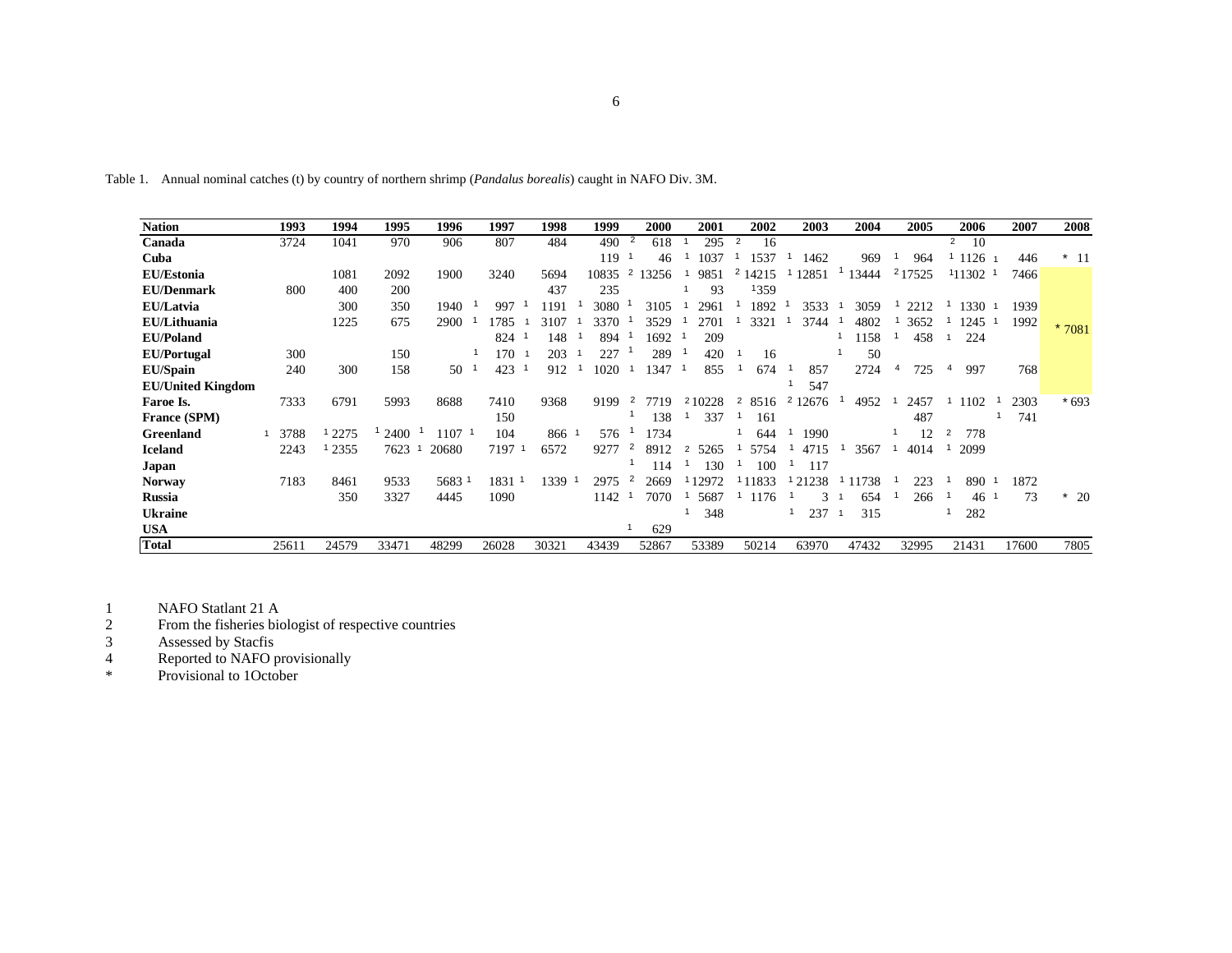Table 1. Annual nominal catches (t) by country of northern shrimp (*Pandalus borealis*) caught in NAFO Div. 3M.

| Nation | 1993 | 1994 | 1995 | 1996 | 1997 | 1998 | 1999 | 2000 | 2001 | 2002 | 2003 | 2004 | 2005 | 2006 | 2007 | 2008 |
|---|---|---|---|---|---|---|---|---|---|---|---|---|---|---|---|---|
| **Canada** | 3724 | 1041 | 970 | 906 | 807 | 484 | 490 | [2] 618 | [1] 295 | [2] 16 | | | | [2] 10 | | |
| **Cuba** | | | | | | | 119 | [1] 46 | [1] 1037 | [1] 1537 | [1] 1462 | 969 | [1] 964 | [1] 1126 | [1] 446 | * 11 |
| **EU/Estonia** | | 1081 | 2092 | 1900 | 3240 | 5694 | 10835 | [2] 13256 | [1] 9851 | [2] 14215 | [1] 12851 | [1] 13444 | [2] 17525 | [1] 11302 | [1] 7466 | |
| **EU/Denmark** | 800 | 400 | 200 | | | 437 | 235 | | [1] 93 | [1] 359 | | | | | | |
| **EU/Latvia** | | 300 | 350 | 1940 | [1] 997 | [1] 1191 | [1] 3080 | [1] 3105 | [1] 2961 | [1] 1892 | [1] 3533 | [1] 3059 | [1] 2212 | [1] 1330 | [1] 1939 | |
| **EU/Lithuania** | | 1225 | 675 | 2900 | [1] 1785 | [1] 3107 | [1] 3370 | [1] 3529 | [1] 2701 | [1] 3321 | [1] 3744 | [1] 4802 | [1] 3652 | [1] 1245 | [1] 1992 | * 7081 |
| **EU/Poland** | | | | | 824 | [1] 148 | [1] 894 | [1] 1692 | [1] 209 | | | [1] 1158 | [1] 458 | [1] 224 | | |
| **EU/Portugal** | 300 | | 150 | | [1] 170 | [1] 203 | [1] 227 | [1] 289 | [1] 420 | [1] 16 | | [1] 50 | | | | |
| **EU/Spain** | 240 | 300 | 158 | 50 | [1] 423 | [1] 912 | [1] 1020 | [1] 1347 | [1] 855 | [1] 674 | [1] 857 | 2724 | [4] 725 | [4] 997 | 768 | |
| **EU/United Kingdom** | | | | | | | | | | | [1] 547 | | | | | |
| **Faroe Is.** | 7333 | 6791 | 5993 | 8688 | 7410 | 9368 | 9199 | [2] 7719 | [2] 10228 | [2] 8516 | [2] 12676 | [1] 4952 | [1] 2457 | [1] 1102 | [1] 2303 | * 693 |
| **France (SPM)** | | | | | 150 | | | [1] 138 | [1] 337 | [1] 161 | | | 487 | | [1] 741 | |
| **Greenland** | [1] 3788 | [1] 2275 | [1] 2400 | [1] 1107 | [1] 104 | 866 | [1] 576 | [1] 1734 | | [1] 644 | [1] 1990 | | [1] 12 | [2] 778 | | |
| **Iceland** | 2243 | [1] 2355 | 7623 | [1] 20680 | 7197 | [1] 6572 | 9277 | [2] 8912 | [2] 5265 | [1] 5754 | [1] 4715 | [1] 3567 | [1] 4014 | [1] 2099 | | |
| **Japan** | | | | | | | | [1] 114 | [1] 130 | [1] 100 | [1] 117 | | | | | |
| **Norway** | 7183 | 8461 | 9533 | 5683 | [1] 1831 | [1] 1339 | [1] 2975 | [2] 2669 | [1] 12972 | [1] 11833 | [1] 21238 | [1] 11738 | [1] 223 | [1] 890 | [1] 1872 | |
| **Russia** | | 350 | 3327 | 4445 | 1090 | | 1142 | [1] 7070 | [1] 5687 | [1] 1176 | [1] 3 | [1] 654 | [1] 266 | [1] 46 | [1] 73 | * 20 |
| **Ukraine** | | | | | | | | | [1] 348 | | [1] 237 | [1] 315 | | [1] 282 | | |
| **USA** | | | | | | | | [1] 629 | | | | | | | | |
| **Total** | 25611 | 24579 | 33471 | 48299 | 26028 | 30321 | 43439 | 52867 | 53389 | 50214 | 63970 | 47432 | 32995 | 21431 | 17600 | 7805 |

1 NAFO Statlant 21 A
2 From the fisheries biologist of respective countries
3 Assessed by Stacfis
4 Reported to NAFO provisionally
* Provisional to 1October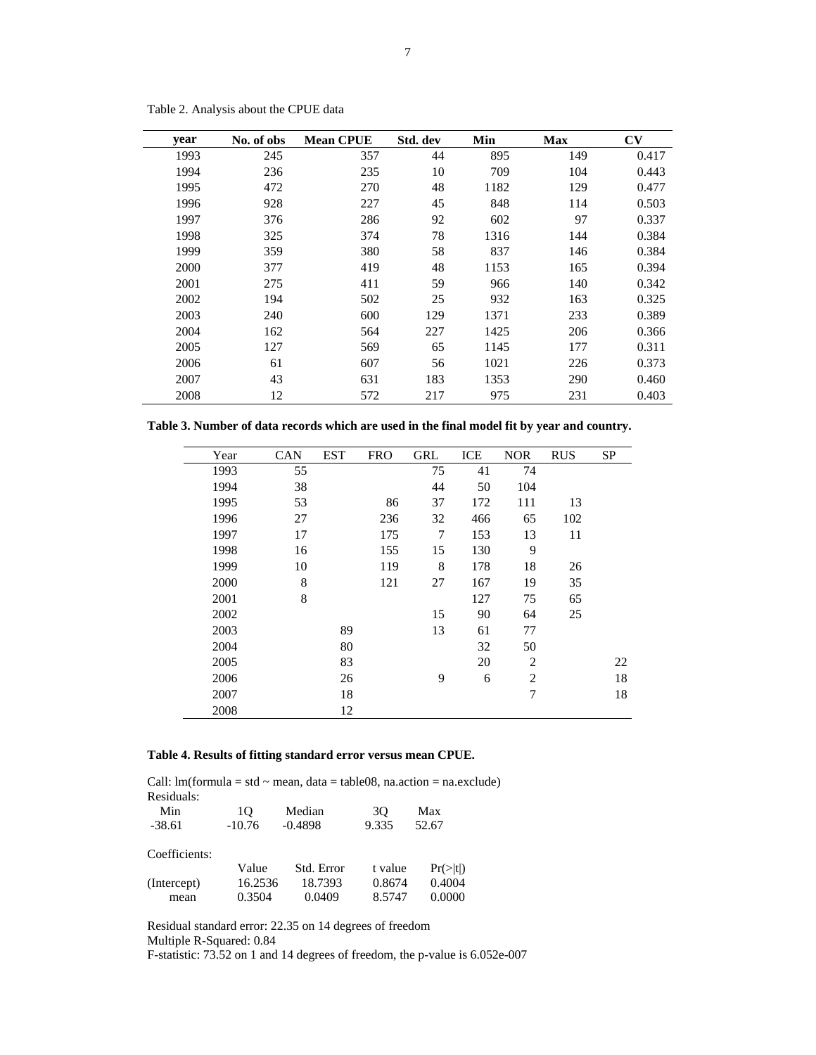Table 2. Analysis about the CPUE data

| year | No. of obs | Mean CPUE | Std. dev | Min | Max | CV |
|---|---|---|---|---|---|---|
| 1993 | 245 | 357 | 44 | 895 | 149 | 0.417 |
| 1994 | 236 | 235 | 10 | 709 | 104 | 0.443 |
| 1995 | 472 | 270 | 48 | 1182 | 129 | 0.477 |
| 1996 | 928 | 227 | 45 | 848 | 114 | 0.503 |
| 1997 | 376 | 286 | 92 | 602 | 97 | 0.337 |
| 1998 | 325 | 374 | 78 | 1316 | 144 | 0.384 |
| 1999 | 359 | 380 | 58 | 837 | 146 | 0.384 |
| 2000 | 377 | 419 | 48 | 1153 | 165 | 0.394 |
| 2001 | 275 | 411 | 59 | 966 | 140 | 0.342 |
| 2002 | 194 | 502 | 25 | 932 | 163 | 0.325 |
| 2003 | 240 | 600 | 129 | 1371 | 233 | 0.389 |
| 2004 | 162 | 564 | 227 | 1425 | 206 | 0.366 |
| 2005 | 127 | 569 | 65 | 1145 | 177 | 0.311 |
| 2006 | 61 | 607 | 56 | 1021 | 226 | 0.373 |
| 2007 | 43 | 631 | 183 | 1353 | 290 | 0.460 |
| 2008 | 12 | 572 | 217 | 975 | 231 | 0.403 |

**Table 3. Number of data records which are used in the final model fit by year and country.**

| Year | CAN | EST | FRO | GRL | ICE | NOR | RUS | SP |
|---|---|---|---|---|---|---|---|---|
| 1993 | 55 | | | 75 | 41 | 74 | | |
| 1994 | 38 | | | 44 | 50 | 104 | | |
| 1995 | 53 | | 86 | 37 | 172 | 111 | 13 | |
| 1996 | 27 | | 236 | 32 | 466 | 65 | 102 | |
| 1997 | 17 | | 175 | 7 | 153 | 13 | 11 | |
| 1998 | 16 | | 155 | 15 | 130 | 9 | | |
| 1999 | 10 | | 119 | 8 | 178 | 18 | 26 | |
| 2000 | 8 | | 121 | 27 | 167 | 19 | 35 | |
| 2001 | 8 | | | | 127 | 75 | 65 | |
| 2002 | | | | 15 | 90 | 64 | 25 | |
| 2003 | | 89 | | 13 | 61 | 77 | | |
| 2004 | | 80 | | | 32 | 50 | | |
| 2005 | | 83 | | | 20 | 2 | | 22 |
| 2006 | | 26 | | 9 | 6 | 2 | | 18 |
| 2007 | | 18 | | | | 7 | | 18 |
| 2008 | | 12 | | | | | | |

**Table 4. Results of fitting standard error versus mean CPUE.**

Call: lm(formula = std ~ mean, data = table08, na.action = na.exclude)

Residuals:

| Min | 1Q | Median | 3Q | Max |
|---|---|---|---|---|
| -38.61 | -10.76 | -0.4898 | 9.335 | 52.67 |

Coefficients:

| | Value | Std. Error | t value | Pr(>\|t\|) |
|---|---|---|---|---|
| (Intercept) | 16.2536 | 18.7393 | 0.8674 | 0.4004 |
| mean | 0.3504 | 0.0409 | 8.5747 | 0.0000 |

Residual standard error: 22.35 on 14 degrees of freedom

Multiple R-Squared: 0.84

F-statistic: 73.52 on 1 and 14 degrees of freedom, the p-value is 6.052e-007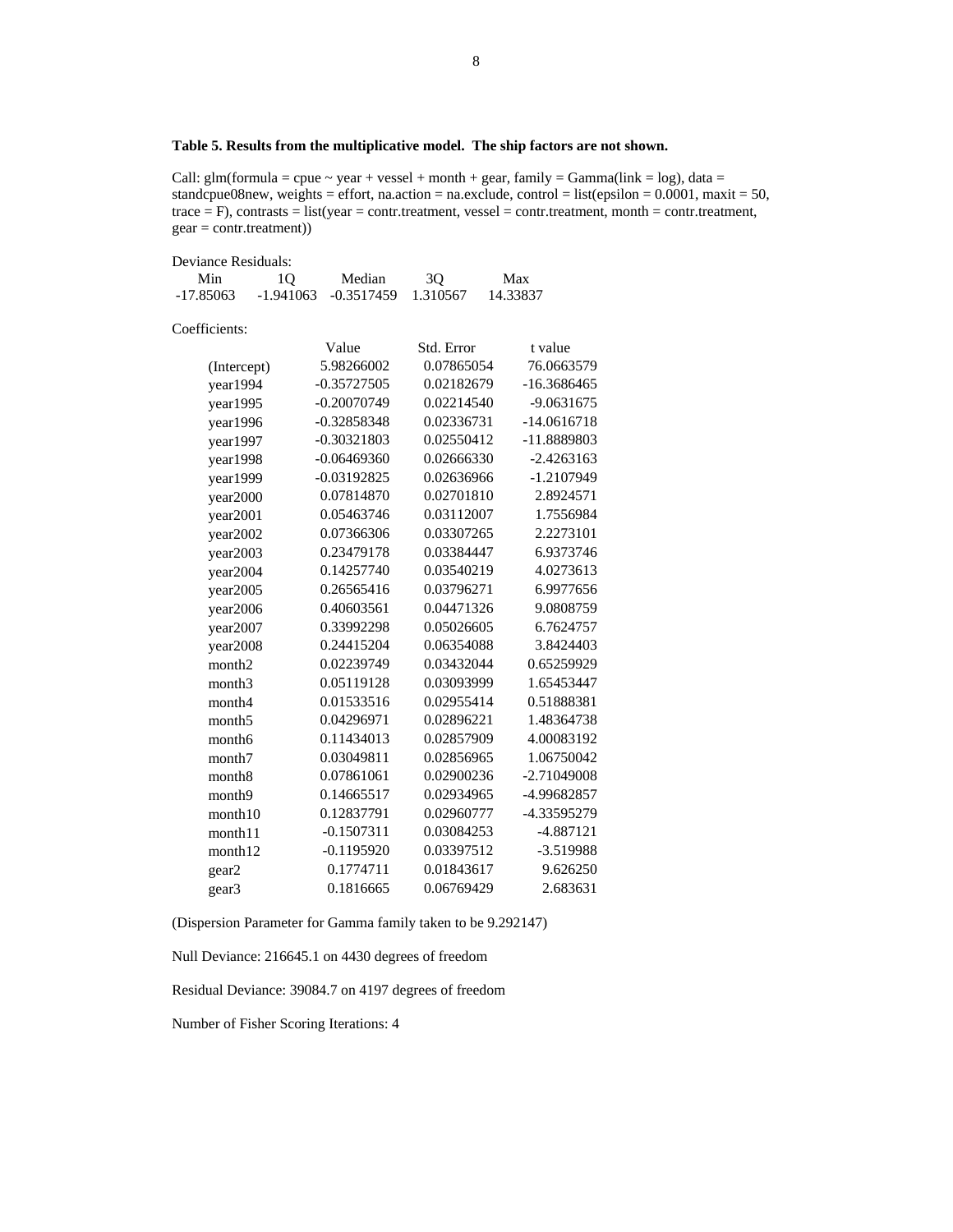**Table 5. Results from the multiplicative model. The ship factors are not shown.**

Call: glm(formula = cpue ~ year + vessel + month + gear, family = Gamma(link = log), data = standcpue08new, weights = effort, na.action = na.exclude, control = list(epsilon = 0.0001, maxit = 50, trace = F), contrasts = list(year = contr.treatment, vessel = contr.treatment, month = contr.treatment, gear = contr.treatment))

Deviance Residuals:

| Min | 1Q | Median | 3Q | Max |
|---|---|---|---|---|
| -17.85063 | -1.941063 | -0.3517459 | 1.310567 | 14.33837 |

Coefficients:

| | Value | Std. Error | t value |
|---|---|---|---|
| (Intercept) | 5.98266002 | 0.07865054 | 76.0663579 |
| year1994 | -0.35727505 | 0.02182679 | -16.3686465 |
| year1995 | -0.20070749 | 0.02214540 | -9.0631675 |
| year1996 | -0.32858348 | 0.02336731 | -14.0616718 |
| year1997 | -0.30321803 | 0.02550412 | -11.8889803 |
| year1998 | -0.06469360 | 0.02666330 | -2.4263163 |
| year1999 | -0.03192825 | 0.02636966 | -1.2107949 |
| year2000 | 0.07814870 | 0.02701810 | 2.8924571 |
| year2001 | 0.05463746 | 0.03112007 | 1.7556984 |
| year2002 | 0.07366306 | 0.03307265 | 2.2273101 |
| year2003 | 0.23479178 | 0.03384447 | 6.9373746 |
| year2004 | 0.14257740 | 0.03540219 | 4.0273613 |
| year2005 | 0.26565416 | 0.03796271 | 6.9977656 |
| year2006 | 0.40603561 | 0.04471326 | 9.0808759 |
| year2007 | 0.33992298 | 0.05026605 | 6.7624757 |
| year2008 | 0.24415204 | 0.06354088 | 3.8424403 |
| month2 | 0.02239749 | 0.03432044 | 0.65259929 |
| month3 | 0.05119128 | 0.03093999 | 1.65453447 |
| month4 | 0.01533516 | 0.02955414 | 0.51888381 |
| month5 | 0.04296971 | 0.02896221 | 1.48364738 |
| month6 | 0.11434013 | 0.02857909 | 4.00083192 |
| month7 | 0.03049811 | 0.02856965 | 1.06750042 |
| month8 | 0.07861061 | 0.02900236 | -2.71049008 |
| month9 | 0.14665517 | 0.02934965 | -4.99682857 |
| month10 | 0.12837791 | 0.02960777 | -4.33595279 |
| month11 | -0.1507311 | 0.03084253 | -4.887121 |
| month12 | -0.1195920 | 0.03397512 | -3.519988 |
| gear2 | 0.1774711 | 0.01843617 | 9.626250 |
| gear3 | 0.1816665 | 0.06769429 | 2.683631 |

(Dispersion Parameter for Gamma family taken to be 9.292147)

Null Deviance: 216645.1 on 4430 degrees of freedom

Residual Deviance: 39084.7 on 4197 degrees of freedom

Number of Fisher Scoring Iterations: 4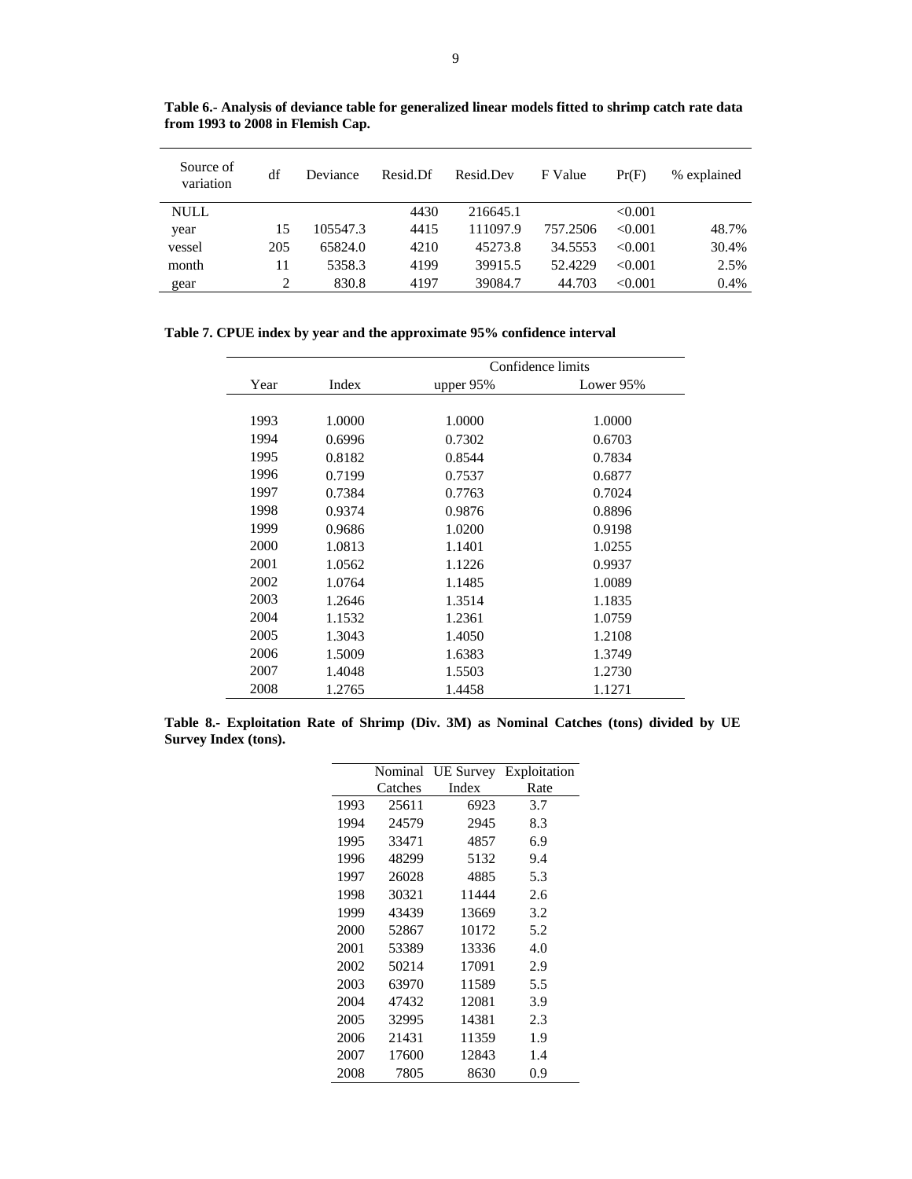**Table 6.- Analysis of deviance table for generalized linear models fitted to shrimp catch rate data from 1993 to 2008 in Flemish Cap.**

| Source of variation | df | Deviance | Resid.Df | Resid.Dev | F Value | Pr(F) | % explained |
|---|---|---|---|---|---|---|---|
| NULL | | | 4430 | 216645.1 | | <0.001 | |
| year | 15 | 105547.3 | 4415 | 111097.9 | 757.2506 | <0.001 | 48.7% |
| vessel | 205 | 65824.0 | 4210 | 45273.8 | 34.5553 | <0.001 | 30.4% |
| month | 11 | 5358.3 | 4199 | 39915.5 | 52.4229 | <0.001 | 2.5% |
| gear | 2 | 830.8 | 4197 | 39084.7 | 44.703 | <0.001 | 0.4% |

**Table 7. CPUE index by year and the approximate 95% confidence interval**

| | | Confidence limits | |
|---|---|---|---|
| Year | Index | upper 95% | Lower 95% |
| 1993 | 1.0000 | 1.0000 | 1.0000 |
| 1994 | 0.6996 | 0.7302 | 0.6703 |
| 1995 | 0.8182 | 0.8544 | 0.7834 |
| 1996 | 0.7199 | 0.7537 | 0.6877 |
| 1997 | 0.7384 | 0.7763 | 0.7024 |
| 1998 | 0.9374 | 0.9876 | 0.8896 |
| 1999 | 0.9686 | 1.0200 | 0.9198 |
| 2000 | 1.0813 | 1.1401 | 1.0255 |
| 2001 | 1.0562 | 1.1226 | 0.9937 |
| 2002 | 1.0764 | 1.1485 | 1.0089 |
| 2003 | 1.2646 | 1.3514 | 1.1835 |
| 2004 | 1.1532 | 1.2361 | 1.0759 |
| 2005 | 1.3043 | 1.4050 | 1.2108 |
| 2006 | 1.5009 | 1.6383 | 1.3749 |
| 2007 | 1.4048 | 1.5503 | 1.2730 |
| 2008 | 1.2765 | 1.4458 | 1.1271 |

**Table 8.- Exploitation Rate of Shrimp (Div. 3M) as Nominal Catches (tons) divided by UE Survey Index (tons).**

| | Nominal Catches | UE Survey Index | Exploitation Rate |
|---|---|---|---|
| 1993 | 25611 | 6923 | 3.7 |
| 1994 | 24579 | 2945 | 8.3 |
| 1995 | 33471 | 4857 | 6.9 |
| 1996 | 48299 | 5132 | 9.4 |
| 1997 | 26028 | 4885 | 5.3 |
| 1998 | 30321 | 11444 | 2.6 |
| 1999 | 43439 | 13669 | 3.2 |
| 2000 | 52867 | 10172 | 5.2 |
| 2001 | 53389 | 13336 | 4.0 |
| 2002 | 50214 | 17091 | 2.9 |
| 2003 | 63970 | 11589 | 5.5 |
| 2004 | 47432 | 12081 | 3.9 |
| 2005 | 32995 | 14381 | 2.3 |
| 2006 | 21431 | 11359 | 1.9 |
| 2007 | 17600 | 12843 | 1.4 |
| 2008 | 7805 | 8630 | 0.9 |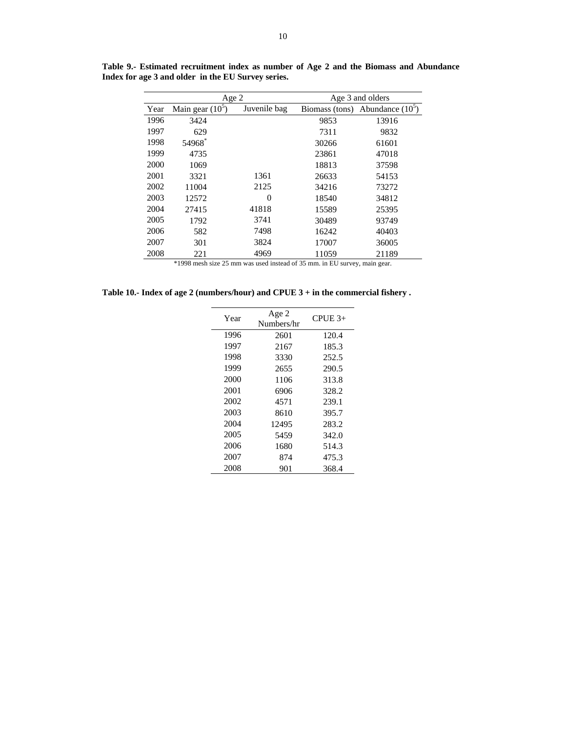**Table 9.- Estimated recruitment index as number of Age 2 and the Biomass and Abundance Index for age 3 and older in the EU Survey series.**

| | Age 2 | | Age 3 and olders | |
|---|---|---|---|---|
| Year | Main gear ($10^5$) | Juvenile bag | Biomass (tons) | Abundance ($10^5$) |
| 1996 | 3424 | | 9853 | 13916 |
| 1997 | 629 | | 7311 | 9832 |
| 1998 | 54968* | | 30266 | 61601 |
| 1999 | 4735 | | 23861 | 47018 |
| 2000 | 1069 | | 18813 | 37598 |
| 2001 | 3321 | 1361 | 26633 | 54153 |
| 2002 | 11004 | 2125 | 34216 | 73272 |
| 2003 | 12572 | 0 | 18540 | 34812 |
| 2004 | 27415 | 41818 | 15589 | 25395 |
| 2005 | 1792 | 3741 | 30489 | 93749 |
| 2006 | 582 | 7498 | 16242 | 40403 |
| 2007 | 301 | 3824 | 17007 | 36005 |
| 2008 | 221 | 4969 | 11059 | 21189 |

*1998 mesh size 25 mm was used instead of 35 mm. in EU survey, main gear.

**Table 10.- Index of age 2 (numbers/hour) and CPUE 3 + in the commercial fishery .**

| Year | Age 2 Numbers/hr | CPUE 3+ |
|---|---|---|
| 1996 | 2601 | 120.4 |
| 1997 | 2167 | 185.3 |
| 1998 | 3330 | 252.5 |
| 1999 | 2655 | 290.5 |
| 2000 | 1106 | 313.8 |
| 2001 | 6906 | 328.2 |
| 2002 | 4571 | 239.1 |
| 2003 | 8610 | 395.7 |
| 2004 | 12495 | 283.2 |
| 2005 | 5459 | 342.0 |
| 2006 | 1680 | 514.3 |
| 2007 | 874 | 475.3 |
| 2008 | 901 | 368.4 |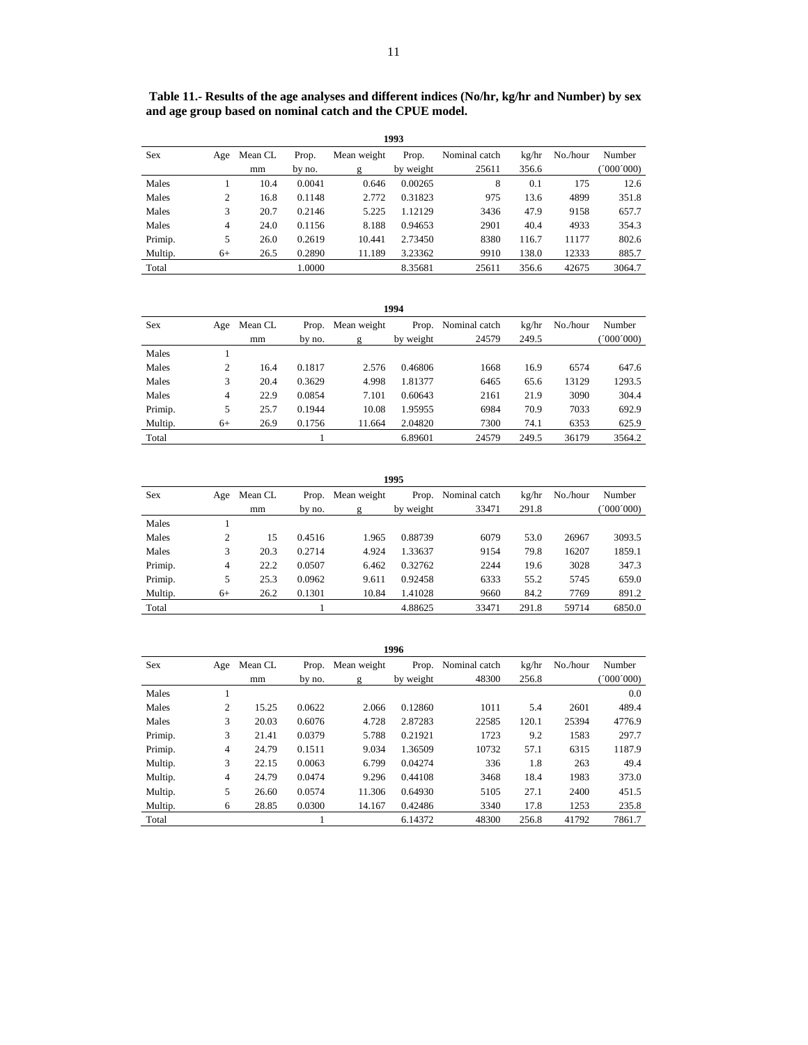**Table 11.- Results of the age analyses and different indices (No/hr, kg/hr and Number) by sex and age group based on nominal catch and the CPUE model.**

**1993**

| Sex | Age | Mean CL | Prop. | Mean weight | Prop. | Nominal catch | kg/hr | No./hour | Number |
|---|---|---|---|---|---|---|---|---|---|
| | | mm | by no. | g | by weight | 25611 | 356.6 | | (´000´000) |
| Males | 1 | 10.4 | 0.0041 | 0.646 | 0.00265 | 8 | 0.1 | 175 | 12.6 |
| Males | 2 | 16.8 | 0.1148 | 2.772 | 0.31823 | 975 | 13.6 | 4899 | 351.8 |
| Males | 3 | 20.7 | 0.2146 | 5.225 | 1.12129 | 3436 | 47.9 | 9158 | 657.7 |
| Males | 4 | 24.0 | 0.1156 | 8.188 | 0.94653 | 2901 | 40.4 | 4933 | 354.3 |
| Primip. | 5 | 26.0 | 0.2619 | 10.441 | 2.73450 | 8380 | 116.7 | 11177 | 802.6 |
| Multip. | 6+ | 26.5 | 0.2890 | 11.189 | 3.23362 | 9910 | 138.0 | 12333 | 885.7 |
| Total | | | 1.0000 | | 8.35681 | 25611 | 356.6 | 42675 | 3064.7 |

**1994**

| Sex | Age | Mean CL | Prop. | Mean weight | Prop. | Nominal catch | kg/hr | No./hour | Number |
|---|---|---|---|---|---|---|---|---|---|
| | | mm | by no. | g | by weight | 24579 | 249.5 | | (´000´000) |
| Males | 1 | | | | | | | | |
| Males | 2 | 16.4 | 0.1817 | 2.576 | 0.46806 | 1668 | 16.9 | 6574 | 647.6 |
| Males | 3 | 20.4 | 0.3629 | 4.998 | 1.81377 | 6465 | 65.6 | 13129 | 1293.5 |
| Males | 4 | 22.9 | 0.0854 | 7.101 | 0.60643 | 2161 | 21.9 | 3090 | 304.4 |
| Primip. | 5 | 25.7 | 0.1944 | 10.08 | 1.95955 | 6984 | 70.9 | 7033 | 692.9 |
| Multip. | 6+ | 26.9 | 0.1756 | 11.664 | 2.04820 | 7300 | 74.1 | 6353 | 625.9 |
| Total | | | 1 | | 6.89601 | 24579 | 249.5 | 36179 | 3564.2 |

**1995**

| Sex | Age | Mean CL | Prop. | Mean weight | Prop. | Nominal catch | kg/hr | No./hour | Number |
|---|---|---|---|---|---|---|---|---|---|
| | | mm | by no. | g | by weight | 33471 | 291.8 | | (´000´000) |
| Males | 1 | | | | | | | | |
| Males | 2 | 15 | 0.4516 | 1.965 | 0.88739 | 6079 | 53.0 | 26967 | 3093.5 |
| Males | 3 | 20.3 | 0.2714 | 4.924 | 1.33637 | 9154 | 79.8 | 16207 | 1859.1 |
| Primip. | 4 | 22.2 | 0.0507 | 6.462 | 0.32762 | 2244 | 19.6 | 3028 | 347.3 |
| Primip. | 5 | 25.3 | 0.0962 | 9.611 | 0.92458 | 6333 | 55.2 | 5745 | 659.0 |
| Multip. | 6+ | 26.2 | 0.1301 | 10.84 | 1.41028 | 9660 | 84.2 | 7769 | 891.2 |
| Total | | | 1 | | 4.88625 | 33471 | 291.8 | 59714 | 6850.0 |

**1996**

| Sex | Age | Mean CL | Prop. | Mean weight | Prop. | Nominal catch | kg/hr | No./hour | Number |
|---|---|---|---|---|---|---|---|---|---|
| | | mm | by no. | g | by weight | 48300 | 256.8 | | (´000´000) |
| Males | 1 | | | | | | | | 0.0 |
| Males | 2 | 15.25 | 0.0622 | 2.066 | 0.12860 | 1011 | 5.4 | 2601 | 489.4 |
| Males | 3 | 20.03 | 0.6076 | 4.728 | 2.87283 | 22585 | 120.1 | 25394 | 4776.9 |
| Primip. | 3 | 21.41 | 0.0379 | 5.788 | 0.21921 | 1723 | 9.2 | 1583 | 297.7 |
| Primip. | 4 | 24.79 | 0.1511 | 9.034 | 1.36509 | 10732 | 57.1 | 6315 | 1187.9 |
| Multip. | 3 | 22.15 | 0.0063 | 6.799 | 0.04274 | 336 | 1.8 | 263 | 49.4 |
| Multip. | 4 | 24.79 | 0.0474 | 9.296 | 0.44108 | 3468 | 18.4 | 1983 | 373.0 |
| Multip. | 5 | 26.60 | 0.0574 | 11.306 | 0.64930 | 5105 | 27.1 | 2400 | 451.5 |
| Multip. | 6 | 28.85 | 0.0300 | 14.167 | 0.42486 | 3340 | 17.8 | 1253 | 235.8 |
| Total | | | 1 | | 6.14372 | 48300 | 256.8 | 41792 | 7861.7 |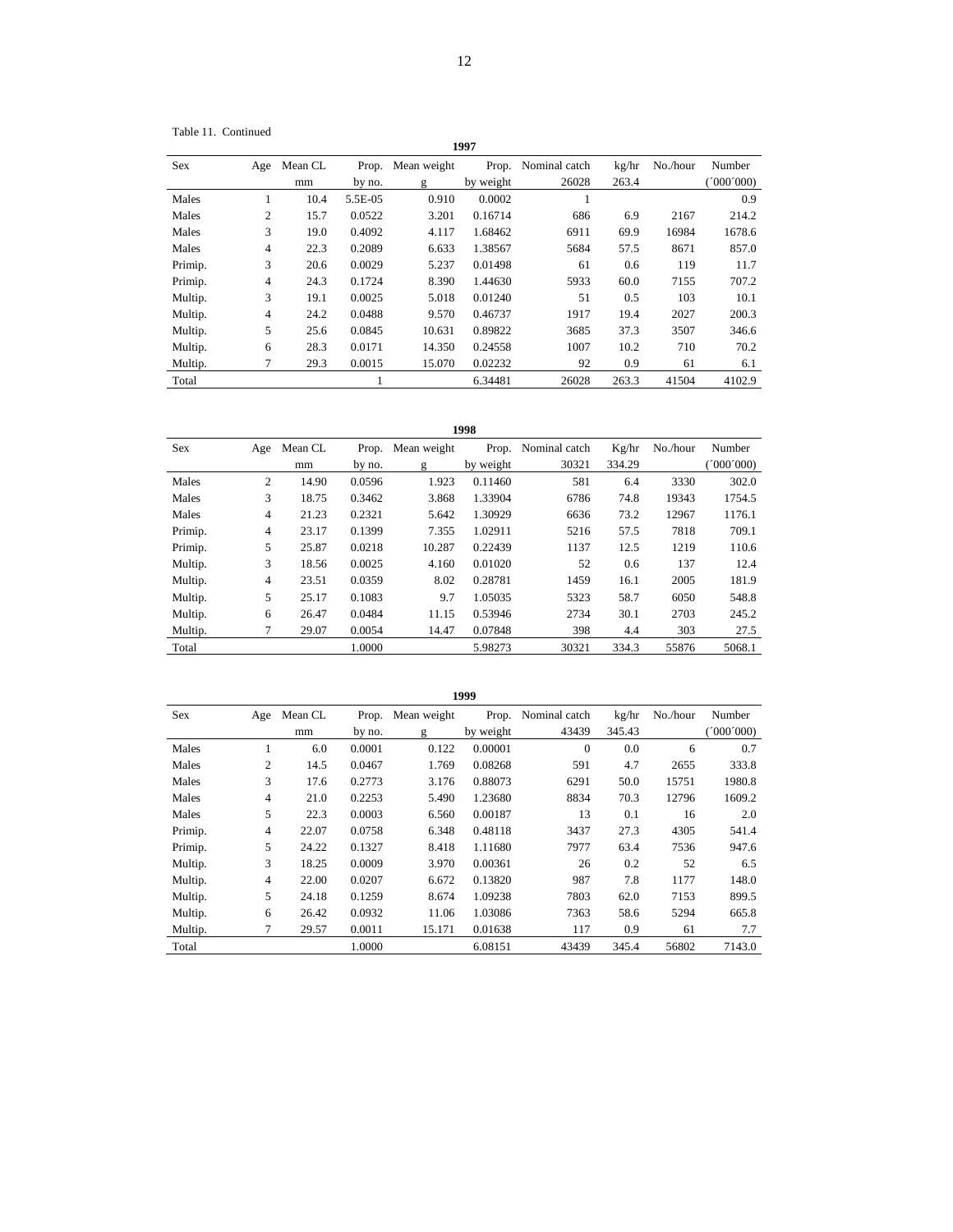Table 11. Continued

**1997**

| Sex | Age | Mean CL | Prop. | Mean weight | Prop. | Nominal catch | kg/hr | No./hour | Number |
|---|---|---|---|---|---|---|---|---|---|
| | | mm | by no. | g | by weight | 26028 | 263.4 | | (´000´000) |
| Males | 1 | 10.4 | 5.5E-05 | 0.910 | 0.0002 | 1 | | | 0.9 |
| Males | 2 | 15.7 | 0.0522 | 3.201 | 0.16714 | 686 | 6.9 | 2167 | 214.2 |
| Males | 3 | 19.0 | 0.4092 | 4.117 | 1.68462 | 6911 | 69.9 | 16984 | 1678.6 |
| Males | 4 | 22.3 | 0.2089 | 6.633 | 1.38567 | 5684 | 57.5 | 8671 | 857.0 |
| Primip. | 3 | 20.6 | 0.0029 | 5.237 | 0.01498 | 61 | 0.6 | 119 | 11.7 |
| Primip. | 4 | 24.3 | 0.1724 | 8.390 | 1.44630 | 5933 | 60.0 | 7155 | 707.2 |
| Multip. | 3 | 19.1 | 0.0025 | 5.018 | 0.01240 | 51 | 0.5 | 103 | 10.1 |
| Multip. | 4 | 24.2 | 0.0488 | 9.570 | 0.46737 | 1917 | 19.4 | 2027 | 200.3 |
| Multip. | 5 | 25.6 | 0.0845 | 10.631 | 0.89822 | 3685 | 37.3 | 3507 | 346.6 |
| Multip. | 6 | 28.3 | 0.0171 | 14.350 | 0.24558 | 1007 | 10.2 | 710 | 70.2 |
| Multip. | 7 | 29.3 | 0.0015 | 15.070 | 0.02232 | 92 | 0.9 | 61 | 6.1 |
| Total | | | 1 | | 6.34481 | 26028 | 263.3 | 41504 | 4102.9 |

**1998**

| Sex | Age | Mean CL | Prop. | Mean weight | Prop. | Nominal catch | Kg/hr | No./hour | Number |
|---|---|---|---|---|---|---|---|---|---|
| | | mm | by no. | g | by weight | 30321 | 334.29 | | (´000´000) |
| Males | 2 | 14.90 | 0.0596 | 1.923 | 0.11460 | 581 | 6.4 | 3330 | 302.0 |
| Males | 3 | 18.75 | 0.3462 | 3.868 | 1.33904 | 6786 | 74.8 | 19343 | 1754.5 |
| Males | 4 | 21.23 | 0.2321 | 5.642 | 1.30929 | 6636 | 73.2 | 12967 | 1176.1 |
| Primip. | 4 | 23.17 | 0.1399 | 7.355 | 1.02911 | 5216 | 57.5 | 7818 | 709.1 |
| Primip. | 5 | 25.87 | 0.0218 | 10.287 | 0.22439 | 1137 | 12.5 | 1219 | 110.6 |
| Multip. | 3 | 18.56 | 0.0025 | 4.160 | 0.01020 | 52 | 0.6 | 137 | 12.4 |
| Multip. | 4 | 23.51 | 0.0359 | 8.02 | 0.28781 | 1459 | 16.1 | 2005 | 181.9 |
| Multip. | 5 | 25.17 | 0.1083 | 9.7 | 1.05035 | 5323 | 58.7 | 6050 | 548.8 |
| Multip. | 6 | 26.47 | 0.0484 | 11.15 | 0.53946 | 2734 | 30.1 | 2703 | 245.2 |
| Multip. | 7 | 29.07 | 0.0054 | 14.47 | 0.07848 | 398 | 4.4 | 303 | 27.5 |
| Total | | | 1.0000 | | 5.98273 | 30321 | 334.3 | 55876 | 5068.1 |

**1999**

| Sex | Age | Mean CL | Prop. | Mean weight | Prop. | Nominal catch | kg/hr | No./hour | Number |
|---|---|---|---|---|---|---|---|---|---|
| | | mm | by no. | g | by weight | 43439 | 345.43 | | (´000´000) |
| Males | 1 | 6.0 | 0.0001 | 0.122 | 0.00001 | 0 | 0.0 | 6 | 0.7 |
| Males | 2 | 14.5 | 0.0467 | 1.769 | 0.08268 | 591 | 4.7 | 2655 | 333.8 |
| Males | 3 | 17.6 | 0.2773 | 3.176 | 0.88073 | 6291 | 50.0 | 15751 | 1980.8 |
| Males | 4 | 21.0 | 0.2253 | 5.490 | 1.23680 | 8834 | 70.3 | 12796 | 1609.2 |
| Males | 5 | 22.3 | 0.0003 | 6.560 | 0.00187 | 13 | 0.1 | 16 | 2.0 |
| Primip. | 4 | 22.07 | 0.0758 | 6.348 | 0.48118 | 3437 | 27.3 | 4305 | 541.4 |
| Primip. | 5 | 24.22 | 0.1327 | 8.418 | 1.11680 | 7977 | 63.4 | 7536 | 947.6 |
| Multip. | 3 | 18.25 | 0.0009 | 3.970 | 0.00361 | 26 | 0.2 | 52 | 6.5 |
| Multip. | 4 | 22.00 | 0.0207 | 6.672 | 0.13820 | 987 | 7.8 | 1177 | 148.0 |
| Multip. | 5 | 24.18 | 0.1259 | 8.674 | 1.09238 | 7803 | 62.0 | 7153 | 899.5 |
| Multip. | 6 | 26.42 | 0.0932 | 11.06 | 1.03086 | 7363 | 58.6 | 5294 | 665.8 |
| Multip. | 7 | 29.57 | 0.0011 | 15.171 | 0.01638 | 117 | 0.9 | 61 | 7.7 |
| Total | | | 1.0000 | | 6.08151 | 43439 | 345.4 | 56802 | 7143.0 |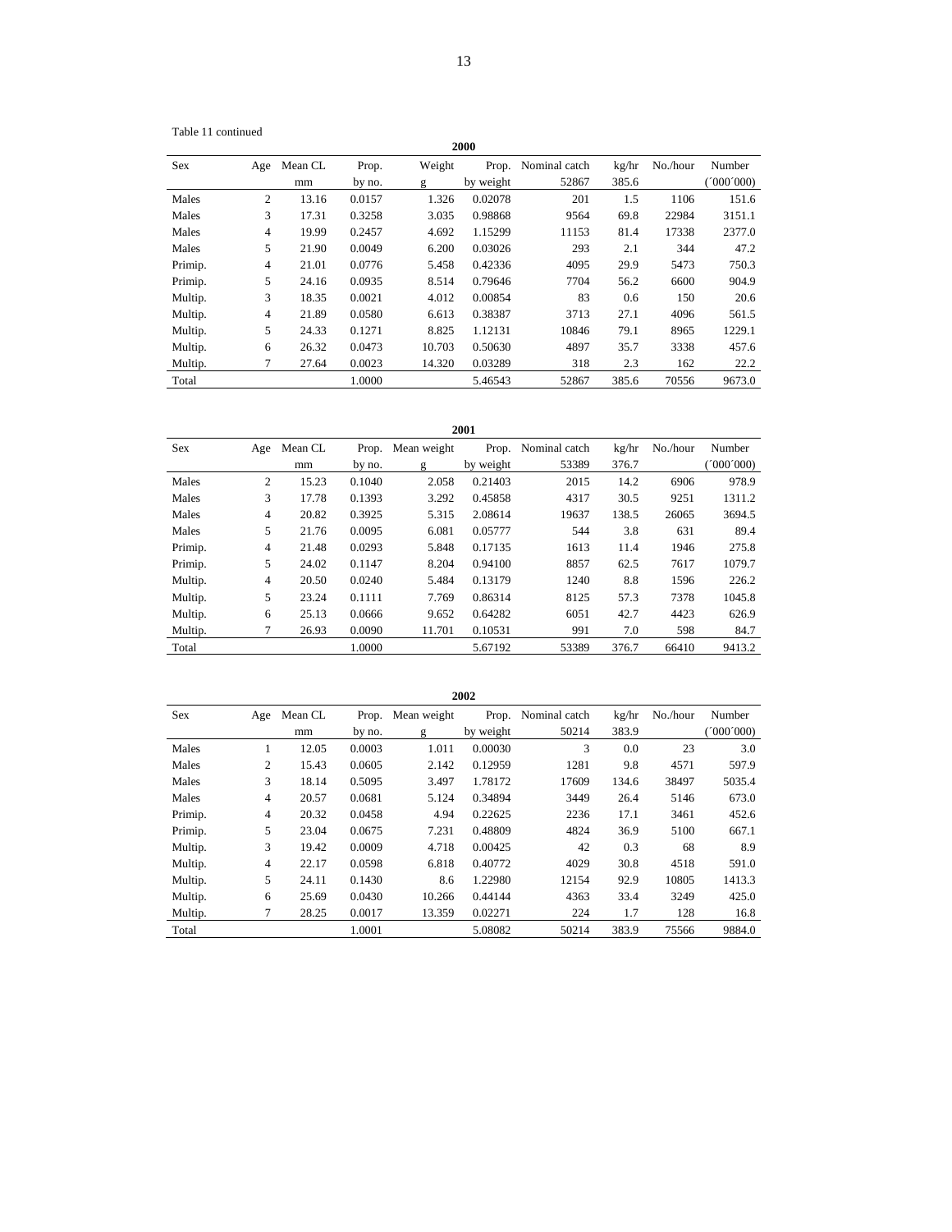Table 11 continued

**2000**

| Sex | Age | Mean CL | Prop. | Weight | Prop. | Nominal catch | kg/hr | No./hour | Number |
|---|---|---|---|---|---|---|---|---|---|
| | | mm | by no. | g | by weight | 52867 | 385.6 | | (´000´000) |
| Males | 2 | 13.16 | 0.0157 | 1.326 | 0.02078 | 201 | 1.5 | 1106 | 151.6 |
| Males | 3 | 17.31 | 0.3258 | 3.035 | 0.98868 | 9564 | 69.8 | 22984 | 3151.1 |
| Males | 4 | 19.99 | 0.2457 | 4.692 | 1.15299 | 11153 | 81.4 | 17338 | 2377.0 |
| Males | 5 | 21.90 | 0.0049 | 6.200 | 0.03026 | 293 | 2.1 | 344 | 47.2 |
| Primip. | 4 | 21.01 | 0.0776 | 5.458 | 0.42336 | 4095 | 29.9 | 5473 | 750.3 |
| Primip. | 5 | 24.16 | 0.0935 | 8.514 | 0.79646 | 7704 | 56.2 | 6600 | 904.9 |
| Multip. | 3 | 18.35 | 0.0021 | 4.012 | 0.00854 | 83 | 0.6 | 150 | 20.6 |
| Multip. | 4 | 21.89 | 0.0580 | 6.613 | 0.38387 | 3713 | 27.1 | 4096 | 561.5 |
| Multip. | 5 | 24.33 | 0.1271 | 8.825 | 1.12131 | 10846 | 79.1 | 8965 | 1229.1 |
| Multip. | 6 | 26.32 | 0.0473 | 10.703 | 0.50630 | 4897 | 35.7 | 3338 | 457.6 |
| Multip. | 7 | 27.64 | 0.0023 | 14.320 | 0.03289 | 318 | 2.3 | 162 | 22.2 |
| Total | | | 1.0000 | | 5.46543 | 52867 | 385.6 | 70556 | 9673.0 |

**2001**

| Sex | Age | Mean CL | Prop. | Mean weight | Prop. | Nominal catch | kg/hr | No./hour | Number |
|---|---|---|---|---|---|---|---|---|---|
| | | mm | by no. | g | by weight | 53389 | 376.7 | | (´000´000) |
| Males | 2 | 15.23 | 0.1040 | 2.058 | 0.21403 | 2015 | 14.2 | 6906 | 978.9 |
| Males | 3 | 17.78 | 0.1393 | 3.292 | 0.45858 | 4317 | 30.5 | 9251 | 1311.2 |
| Males | 4 | 20.82 | 0.3925 | 5.315 | 2.08614 | 19637 | 138.5 | 26065 | 3694.5 |
| Males | 5 | 21.76 | 0.0095 | 6.081 | 0.05777 | 544 | 3.8 | 631 | 89.4 |
| Primip. | 4 | 21.48 | 0.0293 | 5.848 | 0.17135 | 1613 | 11.4 | 1946 | 275.8 |
| Primip. | 5 | 24.02 | 0.1147 | 8.204 | 0.94100 | 8857 | 62.5 | 7617 | 1079.7 |
| Multip. | 4 | 20.50 | 0.0240 | 5.484 | 0.13179 | 1240 | 8.8 | 1596 | 226.2 |
| Multip. | 5 | 23.24 | 0.1111 | 7.769 | 0.86314 | 8125 | 57.3 | 7378 | 1045.8 |
| Multip. | 6 | 25.13 | 0.0666 | 9.652 | 0.64282 | 6051 | 42.7 | 4423 | 626.9 |
| Multip. | 7 | 26.93 | 0.0090 | 11.701 | 0.10531 | 991 | 7.0 | 598 | 84.7 |
| Total | | | 1.0000 | | 5.67192 | 53389 | 376.7 | 66410 | 9413.2 |

**2002**

| Sex | Age | Mean CL | Prop. | Mean weight | Prop. | Nominal catch | kg/hr | No./hour | Number |
|---|---|---|---|---|---|---|---|---|---|
| | | mm | by no. | g | by weight | 50214 | 383.9 | | (´000´000) |
| Males | 1 | 12.05 | 0.0003 | 1.011 | 0.00030 | 3 | 0.0 | 23 | 3.0 |
| Males | 2 | 15.43 | 0.0605 | 2.142 | 0.12959 | 1281 | 9.8 | 4571 | 597.9 |
| Males | 3 | 18.14 | 0.5095 | 3.497 | 1.78172 | 17609 | 134.6 | 38497 | 5035.4 |
| Males | 4 | 20.57 | 0.0681 | 5.124 | 0.34894 | 3449 | 26.4 | 5146 | 673.0 |
| Primip. | 4 | 20.32 | 0.0458 | 4.94 | 0.22625 | 2236 | 17.1 | 3461 | 452.6 |
| Primip. | 5 | 23.04 | 0.0675 | 7.231 | 0.48809 | 4824 | 36.9 | 5100 | 667.1 |
| Multip. | 3 | 19.42 | 0.0009 | 4.718 | 0.00425 | 42 | 0.3 | 68 | 8.9 |
| Multip. | 4 | 22.17 | 0.0598 | 6.818 | 0.40772 | 4029 | 30.8 | 4518 | 591.0 |
| Multip. | 5 | 24.11 | 0.1430 | 8.6 | 1.22980 | 12154 | 92.9 | 10805 | 1413.3 |
| Multip. | 6 | 25.69 | 0.0430 | 10.266 | 0.44144 | 4363 | 33.4 | 3249 | 425.0 |
| Multip. | 7 | 28.25 | 0.0017 | 13.359 | 0.02271 | 224 | 1.7 | 128 | 16.8 |
| Total | | | 1.0001 | | 5.08082 | 50214 | 383.9 | 75566 | 9884.0 |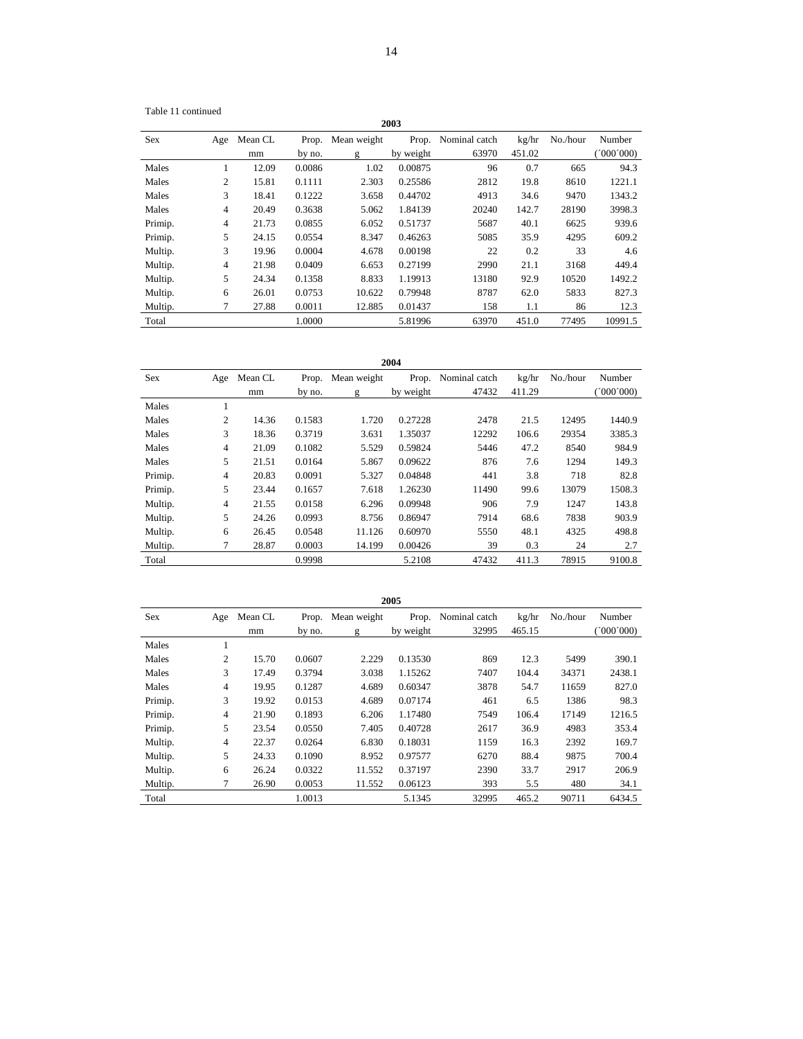Table 11 continued

**2003**

| Sex | Age | Mean CL | Prop. | Mean weight | Prop. | Nominal catch | kg/hr | No./hour | Number |
|---|---|---|---|---|---|---|---|---|---|
| | | mm | by no. | g | by weight | 63970 | 451.02 | | (´000´000) |
| Males | 1 | 12.09 | 0.0086 | 1.02 | 0.00875 | 96 | 0.7 | 665 | 94.3 |
| Males | 2 | 15.81 | 0.1111 | 2.303 | 0.25586 | 2812 | 19.8 | 8610 | 1221.1 |
| Males | 3 | 18.41 | 0.1222 | 3.658 | 0.44702 | 4913 | 34.6 | 9470 | 1343.2 |
| Males | 4 | 20.49 | 0.3638 | 5.062 | 1.84139 | 20240 | 142.7 | 28190 | 3998.3 |
| Primip. | 4 | 21.73 | 0.0855 | 6.052 | 0.51737 | 5687 | 40.1 | 6625 | 939.6 |
| Primip. | 5 | 24.15 | 0.0554 | 8.347 | 0.46263 | 5085 | 35.9 | 4295 | 609.2 |
| Multip. | 3 | 19.96 | 0.0004 | 4.678 | 0.00198 | 22 | 0.2 | 33 | 4.6 |
| Multip. | 4 | 21.98 | 0.0409 | 6.653 | 0.27199 | 2990 | 21.1 | 3168 | 449.4 |
| Multip. | 5 | 24.34 | 0.1358 | 8.833 | 1.19913 | 13180 | 92.9 | 10520 | 1492.2 |
| Multip. | 6 | 26.01 | 0.0753 | 10.622 | 0.79948 | 8787 | 62.0 | 5833 | 827.3 |
| Multip. | 7 | 27.88 | 0.0011 | 12.885 | 0.01437 | 158 | 1.1 | 86 | 12.3 |
| Total | | | 1.0000 | | 5.81996 | 63970 | 451.0 | 77495 | 10991.5 |

**2004**

| Sex | Age | Mean CL | Prop. | Mean weight | Prop. | Nominal catch | kg/hr | No./hour | Number |
|---|---|---|---|---|---|---|---|---|---|
| | | mm | by no. | g | by weight | 47432 | 411.29 | | (´000´000) |
| Males | 1 | | | | | | | | |
| Males | 2 | 14.36 | 0.1583 | 1.720 | 0.27228 | 2478 | 21.5 | 12495 | 1440.9 |
| Males | 3 | 18.36 | 0.3719 | 3.631 | 1.35037 | 12292 | 106.6 | 29354 | 3385.3 |
| Males | 4 | 21.09 | 0.1082 | 5.529 | 0.59824 | 5446 | 47.2 | 8540 | 984.9 |
| Males | 5 | 21.51 | 0.0164 | 5.867 | 0.09622 | 876 | 7.6 | 1294 | 149.3 |
| Primip. | 4 | 20.83 | 0.0091 | 5.327 | 0.04848 | 441 | 3.8 | 718 | 82.8 |
| Primip. | 5 | 23.44 | 0.1657 | 7.618 | 1.26230 | 11490 | 99.6 | 13079 | 1508.3 |
| Multip. | 4 | 21.55 | 0.0158 | 6.296 | 0.09948 | 906 | 7.9 | 1247 | 143.8 |
| Multip. | 5 | 24.26 | 0.0993 | 8.756 | 0.86947 | 7914 | 68.6 | 7838 | 903.9 |
| Multip. | 6 | 26.45 | 0.0548 | 11.126 | 0.60970 | 5550 | 48.1 | 4325 | 498.8 |
| Multip. | 7 | 28.87 | 0.0003 | 14.199 | 0.00426 | 39 | 0.3 | 24 | 2.7 |
| Total | | | 0.9998 | | 5.2108 | 47432 | 411.3 | 78915 | 9100.8 |

**2005**

| Sex | Age | Mean CL | Prop. | Mean weight | Prop. | Nominal catch | kg/hr | No./hour | Number |
|---|---|---|---|---|---|---|---|---|---|
| | | mm | by no. | g | by weight | 32995 | 465.15 | | (´000´000) |
| Males | 1 | | | | | | | | |
| Males | 2 | 15.70 | 0.0607 | 2.229 | 0.13530 | 869 | 12.3 | 5499 | 390.1 |
| Males | 3 | 17.49 | 0.3794 | 3.038 | 1.15262 | 7407 | 104.4 | 34371 | 2438.1 |
| Males | 4 | 19.95 | 0.1287 | 4.689 | 0.60347 | 3878 | 54.7 | 11659 | 827.0 |
| Primip. | 3 | 19.92 | 0.0153 | 4.689 | 0.07174 | 461 | 6.5 | 1386 | 98.3 |
| Primip. | 4 | 21.90 | 0.1893 | 6.206 | 1.17480 | 7549 | 106.4 | 17149 | 1216.5 |
| Primip. | 5 | 23.54 | 0.0550 | 7.405 | 0.40728 | 2617 | 36.9 | 4983 | 353.4 |
| Multip. | 4 | 22.37 | 0.0264 | 6.830 | 0.18031 | 1159 | 16.3 | 2392 | 169.7 |
| Multip. | 5 | 24.33 | 0.1090 | 8.952 | 0.97577 | 6270 | 88.4 | 9875 | 700.4 |
| Multip. | 6 | 26.24 | 0.0322 | 11.552 | 0.37197 | 2390 | 33.7 | 2917 | 206.9 |
| Multip. | 7 | 26.90 | 0.0053 | 11.552 | 0.06123 | 393 | 5.5 | 480 | 34.1 |
| Total | | | 1.0013 | | 5.1345 | 32995 | 465.2 | 90711 | 6434.5 |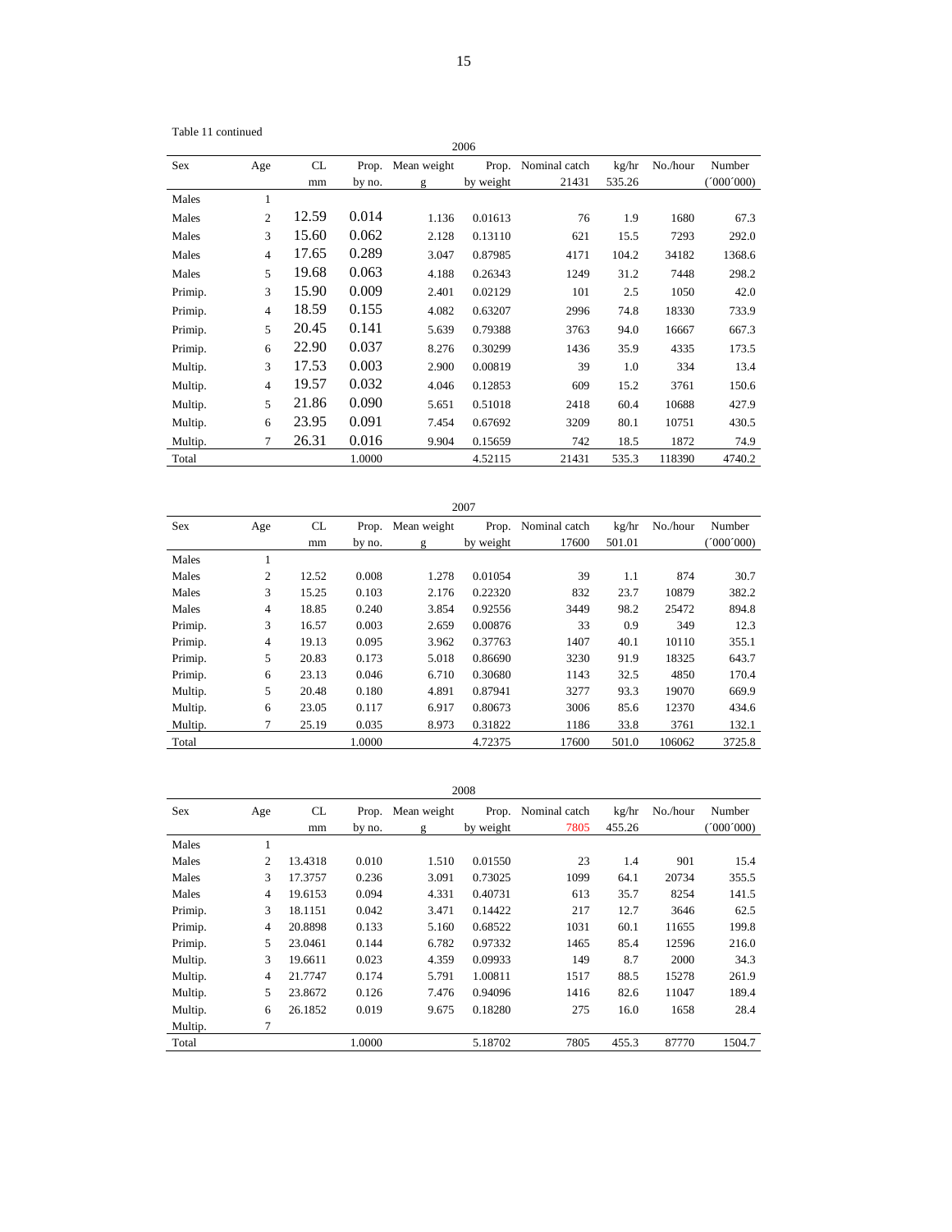Table 11 continued

| | | | | | 2006 | | | | |
|---|---|---|---|---|---|---|---|---|---|
| Sex | Age | CL | Prop. | Mean weight | Prop. | Nominal catch | kg/hr | No./hour | Number |
| | | mm | by no. | g | by weight | 21431 | 535.26 | | (´000´000) |
| Males | 1 | | | | | | | | |
| Males | 2 | 12.59 | 0.014 | 1.136 | 0.01613 | 76 | 1.9 | 1680 | 67.3 |
| Males | 3 | 15.60 | 0.062 | 2.128 | 0.13110 | 621 | 15.5 | 7293 | 292.0 |
| Males | 4 | 17.65 | 0.289 | 3.047 | 0.87985 | 4171 | 104.2 | 34182 | 1368.6 |
| Males | 5 | 19.68 | 0.063 | 4.188 | 0.26343 | 1249 | 31.2 | 7448 | 298.2 |
| Primip. | 3 | 15.90 | 0.009 | 2.401 | 0.02129 | 101 | 2.5 | 1050 | 42.0 |
| Primip. | 4 | 18.59 | 0.155 | 4.082 | 0.63207 | 2996 | 74.8 | 18330 | 733.9 |
| Primip. | 5 | 20.45 | 0.141 | 5.639 | 0.79388 | 3763 | 94.0 | 16667 | 667.3 |
| Primip. | 6 | 22.90 | 0.037 | 8.276 | 0.30299 | 1436 | 35.9 | 4335 | 173.5 |
| Multip. | 3 | 17.53 | 0.003 | 2.900 | 0.00819 | 39 | 1.0 | 334 | 13.4 |
| Multip. | 4 | 19.57 | 0.032 | 4.046 | 0.12853 | 609 | 15.2 | 3761 | 150.6 |
| Multip. | 5 | 21.86 | 0.090 | 5.651 | 0.51018 | 2418 | 60.4 | 10688 | 427.9 |
| Multip. | 6 | 23.95 | 0.091 | 7.454 | 0.67692 | 3209 | 80.1 | 10751 | 430.5 |
| Multip. | 7 | 26.31 | 0.016 | 9.904 | 0.15659 | 742 | 18.5 | 1872 | 74.9 |
| Total | | | 1.0000 | | 4.52115 | 21431 | 535.3 | 118390 | 4740.2 |

| | | | | | 2007 | | | | |
|---|---|---|---|---|---|---|---|---|---|
| Sex | Age | CL | Prop. | Mean weight | Prop. | Nominal catch | kg/hr | No./hour | Number |
| | | mm | by no. | g | by weight | 17600 | 501.01 | | (´000´000) |
| Males | 1 | | | | | | | | |
| Males | 2 | 12.52 | 0.008 | 1.278 | 0.01054 | 39 | 1.1 | 874 | 30.7 |
| Males | 3 | 15.25 | 0.103 | 2.176 | 0.22320 | 832 | 23.7 | 10879 | 382.2 |
| Males | 4 | 18.85 | 0.240 | 3.854 | 0.92556 | 3449 | 98.2 | 25472 | 894.8 |
| Primip. | 3 | 16.57 | 0.003 | 2.659 | 0.00876 | 33 | 0.9 | 349 | 12.3 |
| Primip. | 4 | 19.13 | 0.095 | 3.962 | 0.37763 | 1407 | 40.1 | 10110 | 355.1 |
| Primip. | 5 | 20.83 | 0.173 | 5.018 | 0.86690 | 3230 | 91.9 | 18325 | 643.7 |
| Primip. | 6 | 23.13 | 0.046 | 6.710 | 0.30680 | 1143 | 32.5 | 4850 | 170.4 |
| Multip. | 5 | 20.48 | 0.180 | 4.891 | 0.87941 | 3277 | 93.3 | 19070 | 669.9 |
| Multip. | 6 | 23.05 | 0.117 | 6.917 | 0.80673 | 3006 | 85.6 | 12370 | 434.6 |
| Multip. | 7 | 25.19 | 0.035 | 8.973 | 0.31822 | 1186 | 33.8 | 3761 | 132.1 |
| Total | | | 1.0000 | | 4.72375 | 17600 | 501.0 | 106062 | 3725.8 |

| | | | | | 2008 | | | | |
|---|---|---|---|---|---|---|---|---|---|
| Sex | Age | CL | Prop. | Mean weight | Prop. | Nominal catch | kg/hr | No./hour | Number |
| | | mm | by no. | g | by weight | 7805 | 455.26 | | (´000´000) |
| Males | 1 | | | | | | | | |
| Males | 2 | 13.4318 | 0.010 | 1.510 | 0.01550 | 23 | 1.4 | 901 | 15.4 |
| Males | 3 | 17.3757 | 0.236 | 3.091 | 0.73025 | 1099 | 64.1 | 20734 | 355.5 |
| Males | 4 | 19.6153 | 0.094 | 4.331 | 0.40731 | 613 | 35.7 | 8254 | 141.5 |
| Primip. | 3 | 18.1151 | 0.042 | 3.471 | 0.14422 | 217 | 12.7 | 3646 | 62.5 |
| Primip. | 4 | 20.8898 | 0.133 | 5.160 | 0.68522 | 1031 | 60.1 | 11655 | 199.8 |
| Primip. | 5 | 23.0461 | 0.144 | 6.782 | 0.97332 | 1465 | 85.4 | 12596 | 216.0 |
| Multip. | 3 | 19.6611 | 0.023 | 4.359 | 0.09933 | 149 | 8.7 | 2000 | 34.3 |
| Multip. | 4 | 21.7747 | 0.174 | 5.791 | 1.00811 | 1517 | 88.5 | 15278 | 261.9 |
| Multip. | 5 | 23.8672 | 0.126 | 7.476 | 0.94096 | 1416 | 82.6 | 11047 | 189.4 |
| Multip. | 6 | 26.1852 | 0.019 | 9.675 | 0.18280 | 275 | 16.0 | 1658 | 28.4 |
| Multip. | 7 | | | | | | | | |
| Total | | | 1.0000 | | 5.18702 | 7805 | 455.3 | 87770 | 1504.7 |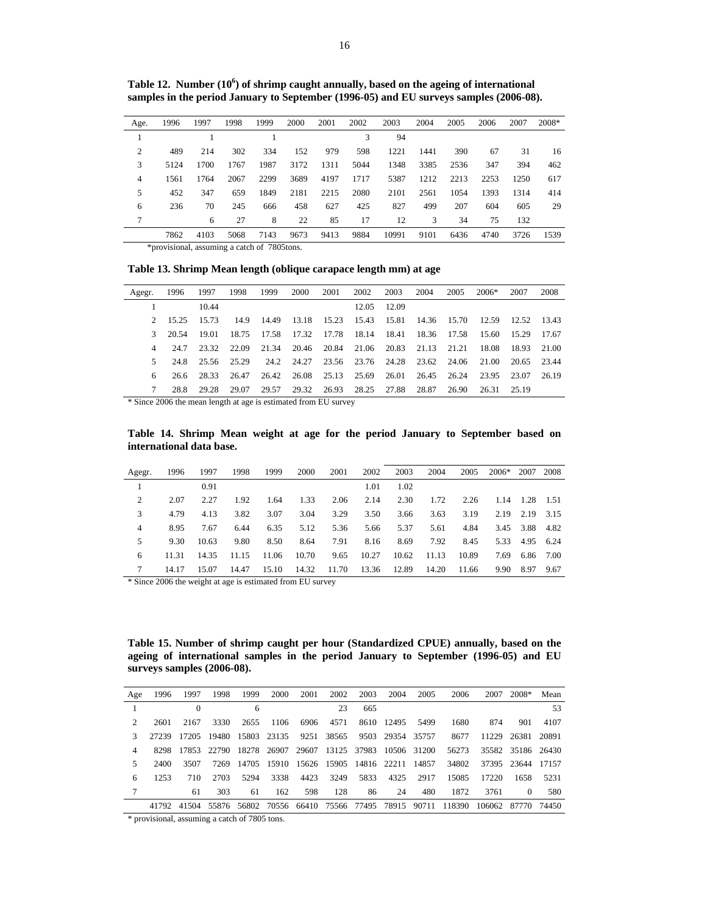**Table 12. Number ($10^6$) of shrimp caught annually, based on the ageing of international samples in the period January to September (1996-05) and EU surveys samples (2006-08).**

| Age. | 1996 | 1997 | 1998 | 1999 | 2000 | 2001 | 2002 | 2003 | 2004 | 2005 | 2006 | 2007 | 2008* |
|---|---|---|---|---|---|---|---|---|---|---|---|---|---|
| 1 | | 1 | | 1 | | | 3 | 94 | | | | | |
| 2 | 489 | 214 | 302 | 334 | 152 | 979 | 598 | 1221 | 1441 | 390 | 67 | 31 | 16 |
| 3 | 5124 | 1700 | 1767 | 1987 | 3172 | 1311 | 5044 | 1348 | 3385 | 2536 | 347 | 394 | 462 |
| 4 | 1561 | 1764 | 2067 | 2299 | 3689 | 4197 | 1717 | 5387 | 1212 | 2213 | 2253 | 1250 | 617 |
| 5 | 452 | 347 | 659 | 1849 | 2181 | 2215 | 2080 | 2101 | 2561 | 1054 | 1393 | 1314 | 414 |
| 6 | 236 | 70 | 245 | 666 | 458 | 627 | 425 | 827 | 499 | 207 | 604 | 605 | 29 |
| 7 | | 6 | 27 | 8 | 22 | 85 | 17 | 12 | 3 | 34 | 75 | 132 | |
| | 7862 | 4103 | 5068 | 7143 | 9673 | 9413 | 9884 | 10991 | 9101 | 6436 | 4740 | 3726 | 1539 |

*provisional, assuming a catch of 7805tons.

**Table 13. Shrimp Mean length (oblique carapace length mm) at age**

| Agegr. | 1996 | 1997 | 1998 | 1999 | 2000 | 2001 | 2002 | 2003 | 2004 | 2005 | 2006* | 2007 | 2008 |
|---|---|---|---|---|---|---|---|---|---|---|---|---|---|
| 1 | | 10.44 | | | | | 12.05 | 12.09 | | | | | |
| 2 | 15.25 | 15.73 | 14.9 | 14.49 | 13.18 | 15.23 | 15.43 | 15.81 | 14.36 | 15.70 | 12.59 | 12.52 | 13.43 |
| 3 | 20.54 | 19.01 | 18.75 | 17.58 | 17.32 | 17.78 | 18.14 | 18.41 | 18.36 | 17.58 | 15.60 | 15.29 | 17.67 |
| 4 | 24.7 | 23.32 | 22.09 | 21.34 | 20.46 | 20.84 | 21.06 | 20.83 | 21.13 | 21.21 | 18.08 | 18.93 | 21.00 |
| 5 | 24.8 | 25.56 | 25.29 | 24.2 | 24.27 | 23.56 | 23.76 | 24.28 | 23.62 | 24.06 | 21.00 | 20.65 | 23.44 |
| 6 | 26.6 | 28.33 | 26.47 | 26.42 | 26.08 | 25.13 | 25.69 | 26.01 | 26.45 | 26.24 | 23.95 | 23.07 | 26.19 |
| 7 | 28.8 | 29.28 | 29.07 | 29.57 | 29.32 | 26.93 | 28.25 | 27.88 | 28.87 | 26.90 | 26.31 | 25.19 | |

* Since 2006 the mean length at age is estimated from EU survey

**Table 14. Shrimp Mean weight at age for the period January to September based on international data base.**

| Agegr. | 1996 | 1997 | 1998 | 1999 | 2000 | 2001 | 2002 | 2003 | 2004 | 2005 | 2006* | 2007 | 2008 |
|---|---|---|---|---|---|---|---|---|---|---|---|---|---|
| 1 | | 0.91 | | | | | 1.01 | 1.02 | | | | | |
| 2 | 2.07 | 2.27 | 1.92 | 1.64 | 1.33 | 2.06 | 2.14 | 2.30 | 1.72 | 2.26 | 1.14 | 1.28 | 1.51 |
| 3 | 4.79 | 4.13 | 3.82 | 3.07 | 3.04 | 3.29 | 3.50 | 3.66 | 3.63 | 3.19 | 2.19 | 2.19 | 3.15 |
| 4 | 8.95 | 7.67 | 6.44 | 6.35 | 5.12 | 5.36 | 5.66 | 5.37 | 5.61 | 4.84 | 3.45 | 3.88 | 4.82 |
| 5 | 9.30 | 10.63 | 9.80 | 8.50 | 8.64 | 7.91 | 8.16 | 8.69 | 7.92 | 8.45 | 5.33 | 4.95 | 6.24 |
| 6 | 11.31 | 14.35 | 11.15 | 11.06 | 10.70 | 9.65 | 10.27 | 10.62 | 11.13 | 10.89 | 7.69 | 6.86 | 7.00 |
| 7 | 14.17 | 15.07 | 14.47 | 15.10 | 14.32 | 11.70 | 13.36 | 12.89 | 14.20 | 11.66 | 9.90 | 8.97 | 9.67 |

* Since 2006 the weight at age is estimated from EU survey

**Table 15. Number of shrimp caught per hour (Standardized CPUE) annually, based on the ageing of international samples in the period January to September (1996-05) and EU surveys samples (2006-08).**

| Age | 1996 | 1997 | 1998 | 1999 | 2000 | 2001 | 2002 | 2003 | 2004 | 2005 | 2006 | 2007 | 2008* | Mean |
|---|---|---|---|---|---|---|---|---|---|---|---|---|---|---|
| 1 | | 0 | | 6 | | | 23 | 665 | | | | | | 53 |
| 2 | 2601 | 2167 | 3330 | 2655 | 1106 | 6906 | 4571 | 8610 | 12495 | 5499 | 1680 | 874 | 901 | 4107 |
| 3 | 27239 | 17205 | 19480 | 15803 | 23135 | 9251 | 38565 | 9503 | 29354 | 35757 | 8677 | 11229 | 26381 | 20891 |
| 4 | 8298 | 17853 | 22790 | 18278 | 26907 | 29607 | 13125 | 37983 | 10506 | 31200 | 56273 | 35582 | 35186 | 26430 |
| 5 | 2400 | 3507 | 7269 | 14705 | 15910 | 15626 | 15905 | 14816 | 22211 | 14857 | 34802 | 37395 | 23644 | 17157 |
| 6 | 1253 | 710 | 2703 | 5294 | 3338 | 4423 | 3249 | 5833 | 4325 | 2917 | 15085 | 17220 | 1658 | 5231 |
| 7 | | 61 | 303 | 61 | 162 | 598 | 128 | 86 | 24 | 480 | 1872 | 3761 | 0 | 580 |
| | 41792 | 41504 | 55876 | 56802 | 70556 | 66410 | 75566 | 77495 | 78915 | 90711 | 118390 | 106062 | 87770 | 74450 |

* provisional, assuming a catch of 7805 tons.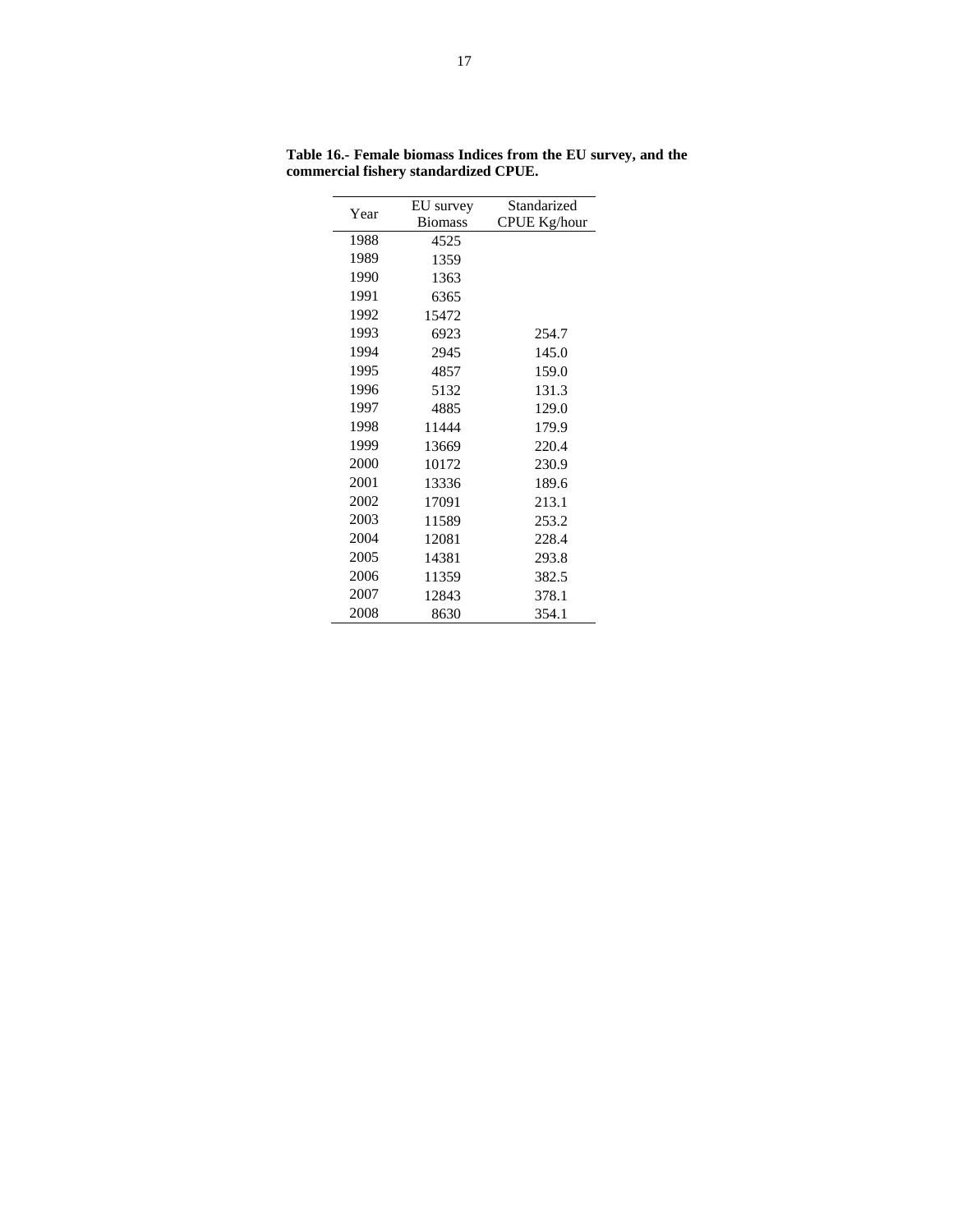**Table 16.- Female biomass Indices from the EU survey, and the commercial fishery standardized CPUE.**

| Year | EU survey Biomass | Standarized CPUE Kg/hour |
|---|---|---|
| 1988 | 4525 | |
| 1989 | 1359 | |
| 1990 | 1363 | |
| 1991 | 6365 | |
| 1992 | 15472 | |
| 1993 | 6923 | 254.7 |
| 1994 | 2945 | 145.0 |
| 1995 | 4857 | 159.0 |
| 1996 | 5132 | 131.3 |
| 1997 | 4885 | 129.0 |
| 1998 | 11444 | 179.9 |
| 1999 | 13669 | 220.4 |
| 2000 | 10172 | 230.9 |
| 2001 | 13336 | 189.6 |
| 2002 | 17091 | 213.1 |
| 2003 | 11589 | 253.2 |
| 2004 | 12081 | 228.4 |
| 2005 | 14381 | 293.8 |
| 2006 | 11359 | 382.5 |
| 2007 | 12843 | 378.1 |
| 2008 | 8630 | 354.1 |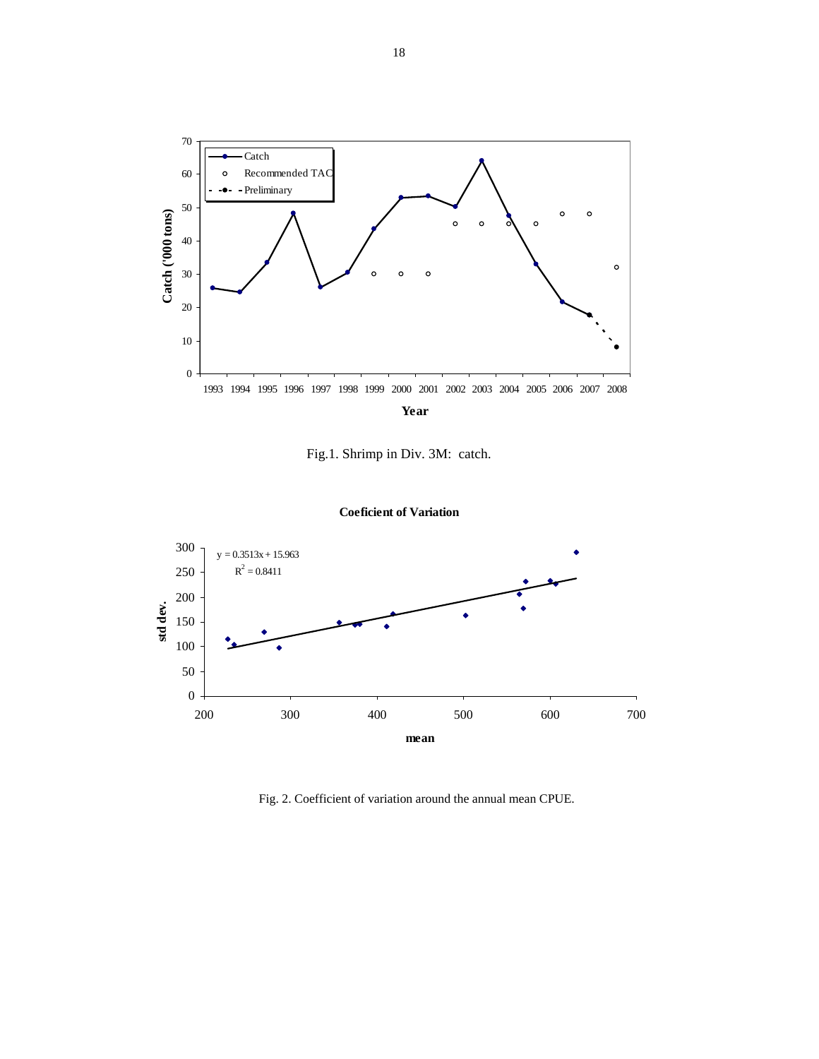Fig.1. Shrimp in Div. 3M: catch.

Fig. 2. Coefficient of variation around the annual mean CPUE.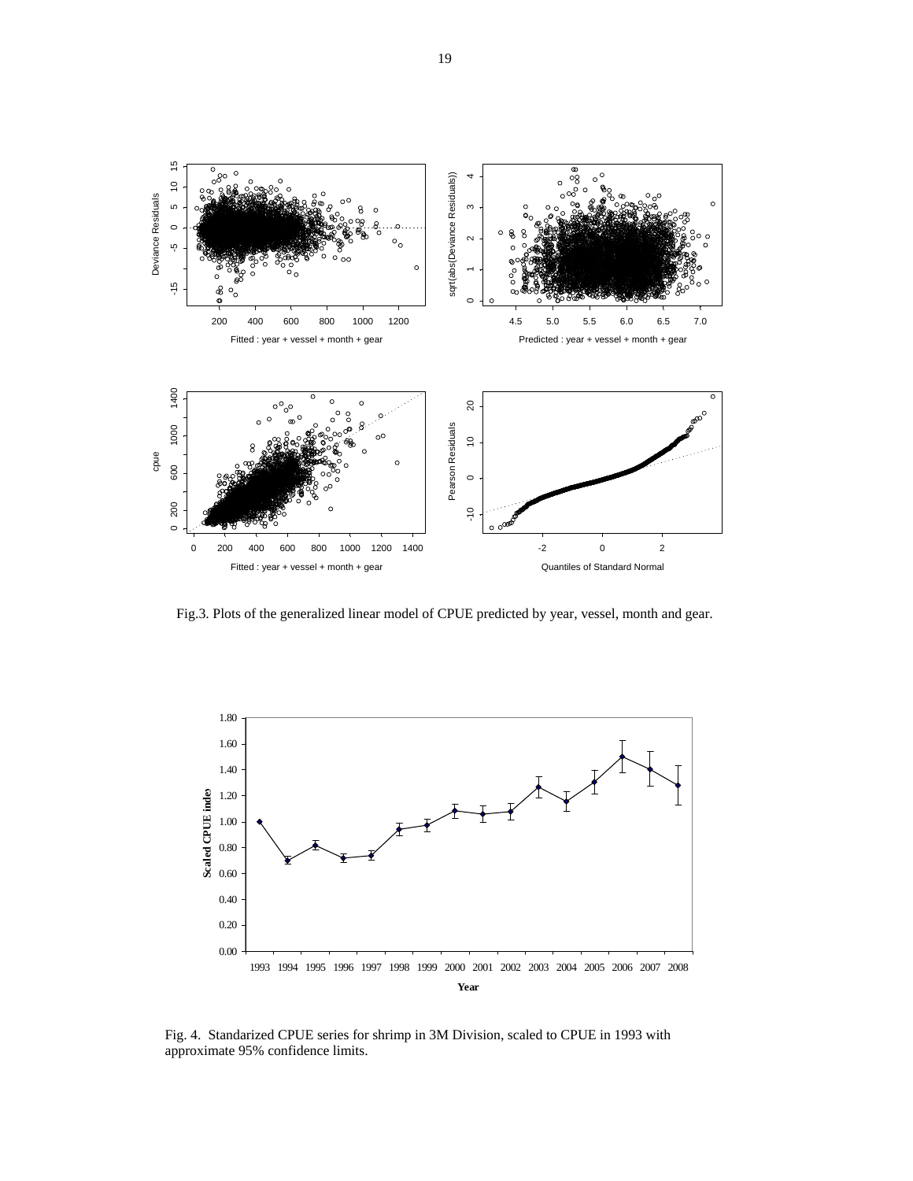Fig.3. Plots of the generalized linear model of CPUE predicted by year, vessel, month and gear.

Fig. 4. Standarized CPUE series for shrimp in 3M Division, scaled to CPUE in 1993 with approximate 95% confidence limits.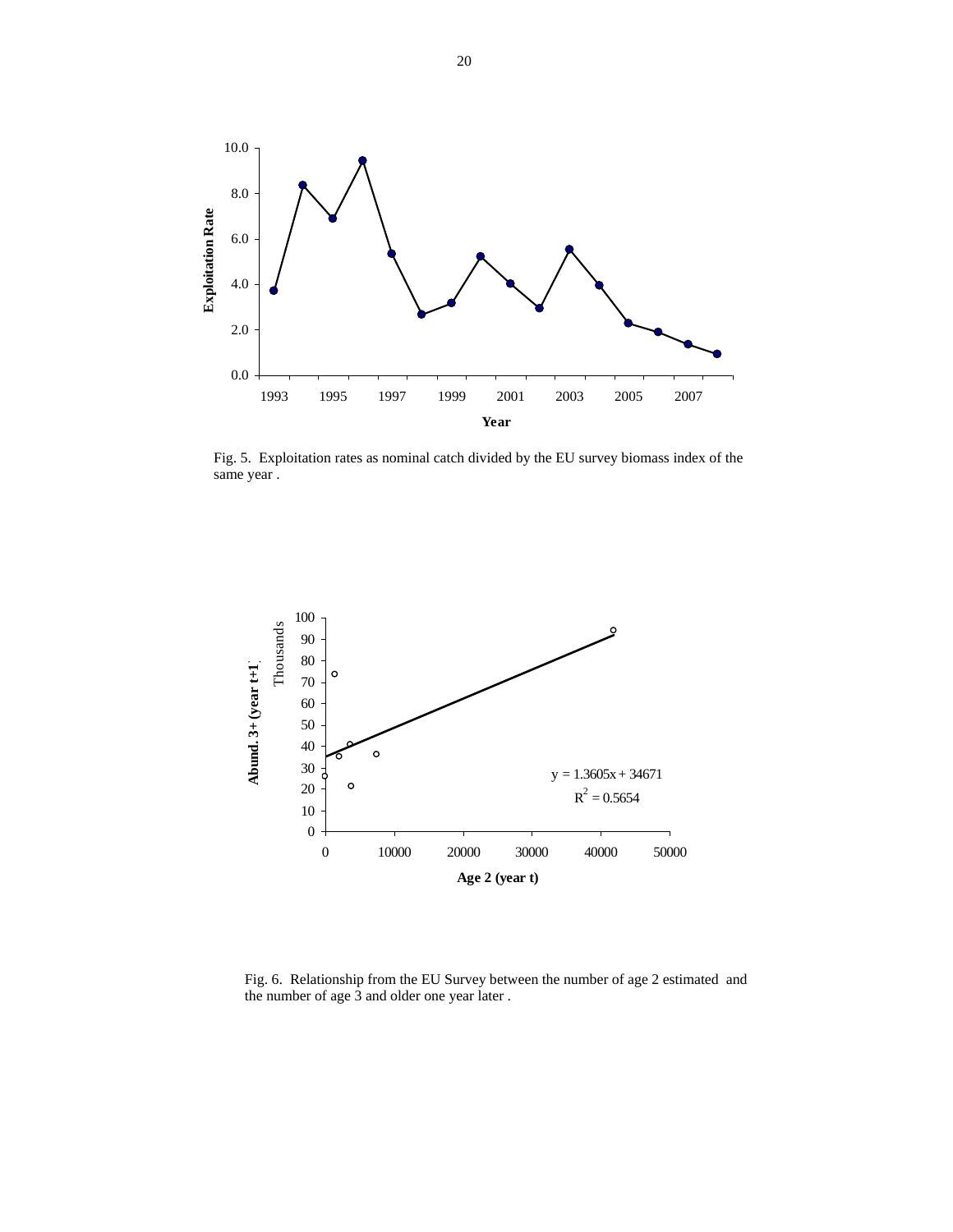Fig. 5. Exploitation rates as nominal catch divided by the EU survey biomass index of the same year .

Fig. 6. Relationship from the EU Survey between the number of age 2 estimated and the number of age 3 and older one year later .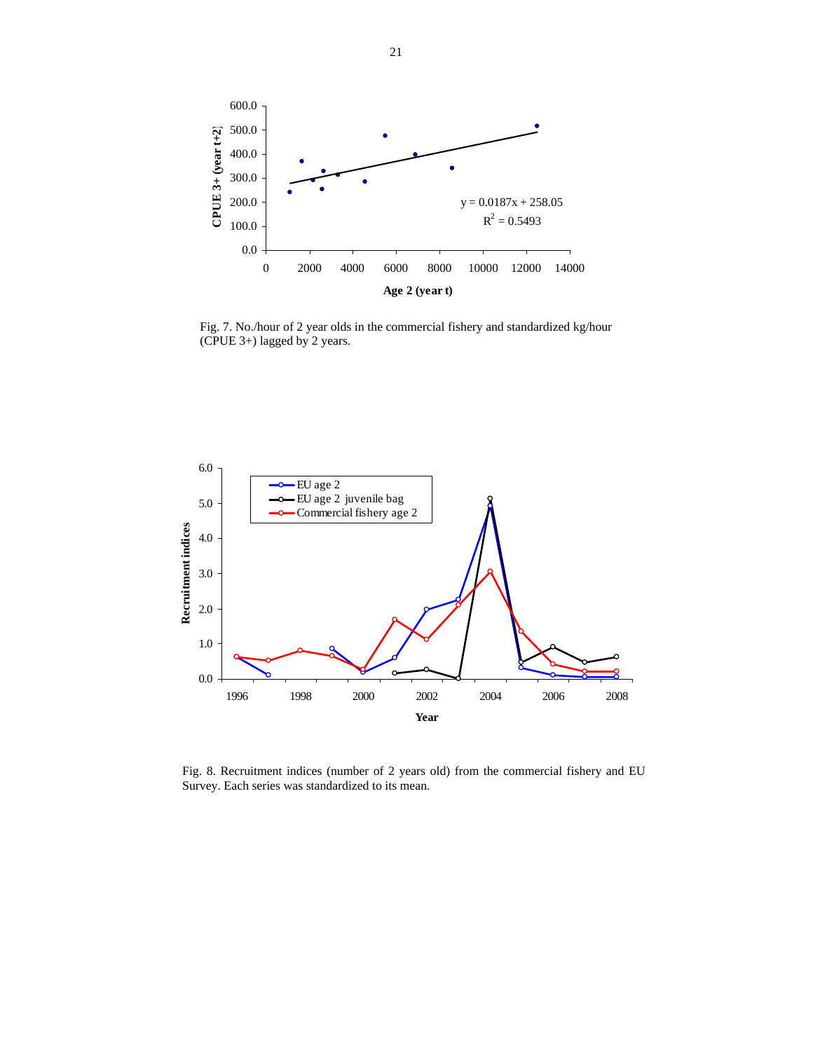Fig. 7. No./hour of 2 year olds in the commercial fishery and standardized kg/hour (CPUE 3+) lagged by 2 years.

Fig. 8. Recruitment indices (number of 2 years old) from the commercial fishery and EU Survey. Each series was standardized to its mean.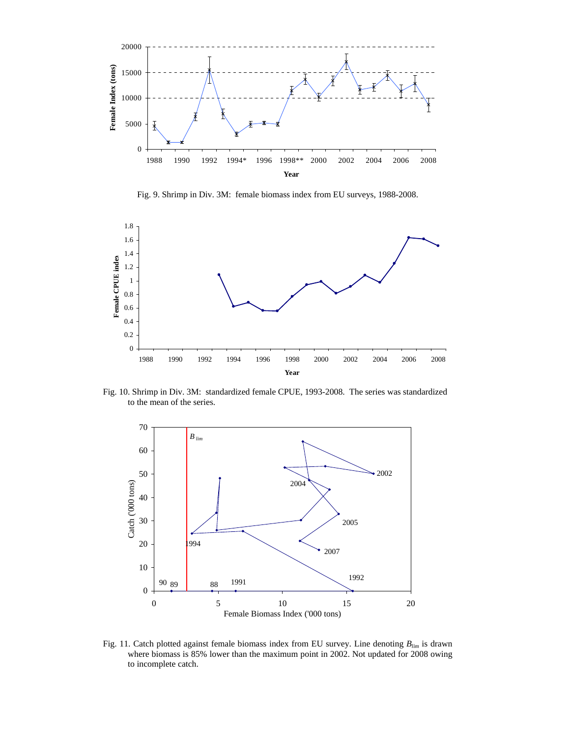Female Index (tons)

20000

15000

10000

5000

0

1988 1990 1992 1994* 1996 1998** 2000 2002 2004 2006 2008

Year

Fig. 9. Shrimp in Div. 3M: female biomass index from EU surveys, 1988-2008.

Female CPUE index

1.8
1.6
1.4
1.2
1
0.8
0.6
0.4
0.2
0

1988 1990 1992 1994 1996 1998 2000 2002 2004 2006 2008

Year

Fig. 10. Shrimp in Div. 3M: standardized female CPUE, 1993-2008. The series was standardized to the mean of the series.

Catch ('000 tons)

70
60
50
40
30
20
10
0

$B_{lim}$

2002
2004
2005
1994
2007
1992
90 89 88 1991

0 5 10 15 20

Female Biomass Index ('000 tons)

Fig. 11. Catch plotted against female biomass index from EU survey. Line denoting $B_{lim}$ is drawn where biomass is 85% lower than the maximum point in 2002. Not updated for 2008 owing to incomplete catch.